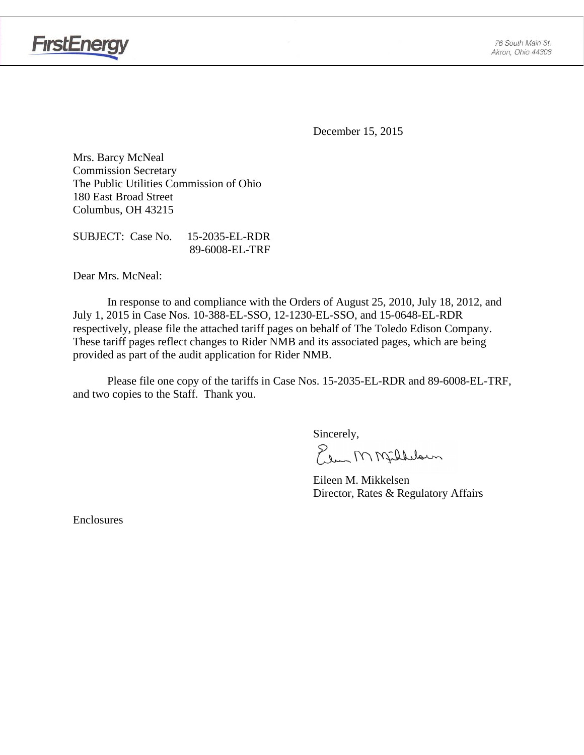FirstEnergy

76 South Main St.
Akron, Ohio 44308

December 15, 2015

Mrs. Barcy McNeal
Commission Secretary
The Public Utilities Commission of Ohio
180 East Broad Street
Columbus, OH 43215

SUBJECT: Case No. 15-2035-EL-RDR
89-6008-EL-TRF

Dear Mrs. McNeal:

In response to and compliance with the Orders of August 25, 2010, July 18, 2012, and July 1, 2015 in Case Nos. 10-388-EL-SSO, 12-1230-EL-SSO, and 15-0648-EL-RDR respectively, please file the attached tariff pages on behalf of The Toledo Edison Company. These tariff pages reflect changes to Rider NMB and its associated pages, which are being provided as part of the audit application for Rider NMB.

Please file one copy of the tariffs in Case Nos. 15-2035-EL-RDR and 89-6008-EL-TRF, and two copies to the Staff. Thank you.

Sincerely,

Eileen M. Mikkelsen
Director, Rates & Regulatory Affairs

Enclosures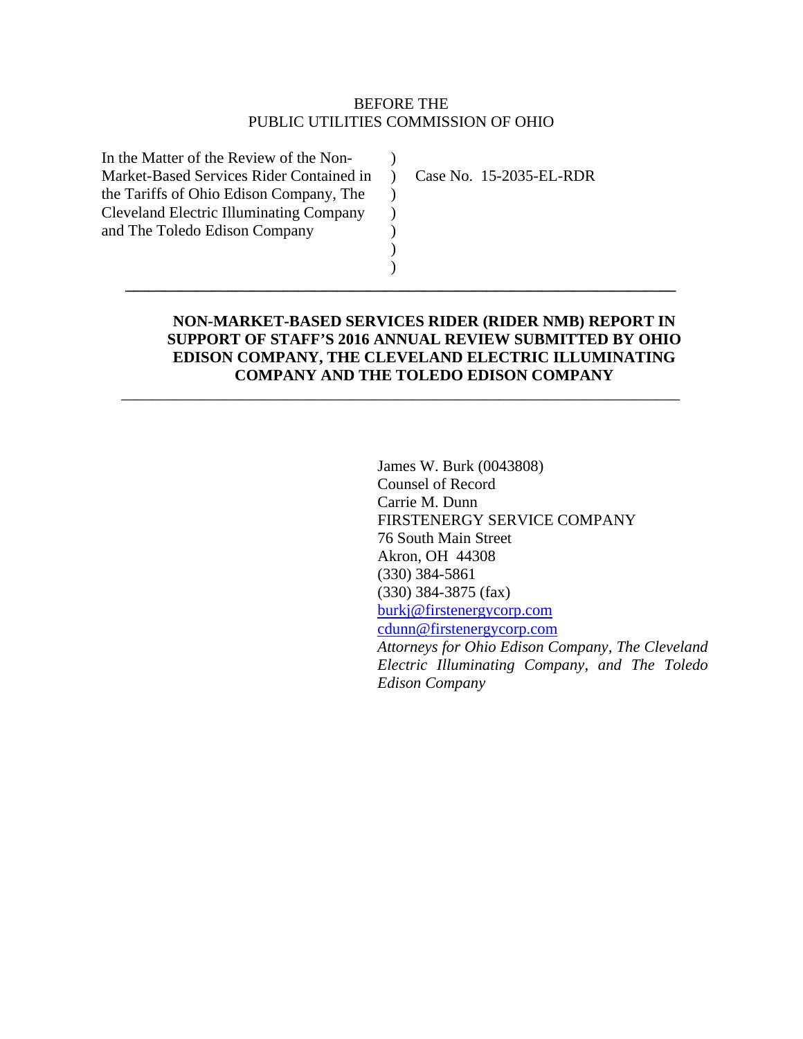BEFORE THE
PUBLIC UTILITIES COMMISSION OF OHIO

| | | |
|---|---|---|
| In the Matter of the Review of the Non-Market-Based Services Rider Contained in the Tariffs of Ohio Edison Company, The Cleveland Electric Illuminating Company and The Toledo Edison Company | ) ) ) ) ) ) ) | Case No. 15-2035-EL-RDR |

---

**NON-MARKET-BASED SERVICES RIDER (RIDER NMB) REPORT IN SUPPORT OF STAFF'S 2016 ANNUAL REVIEW SUBMITTED BY OHIO EDISON COMPANY, THE CLEVELAND ELECTRIC ILLUMINATING COMPANY AND THE TOLEDO EDISON COMPANY**

---

James W. Burk (0043808)
Counsel of Record
Carrie M. Dunn
FIRSTENERGY SERVICE COMPANY
76 South Main Street
Akron, OH 44308
(330) 384-5861
(330) 384-3875 (fax)
burkj@firstenergycorp.com
cdunn@firstenergycorp.com
*Attorneys for Ohio Edison Company, The Cleveland Electric Illuminating Company, and The Toledo Edison Company*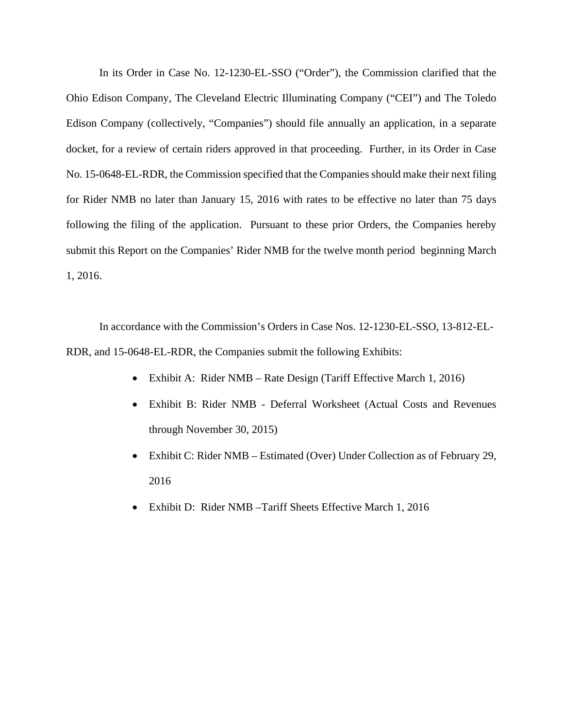In its Order in Case No. 12-1230-EL-SSO ("Order"), the Commission clarified that the Ohio Edison Company, The Cleveland Electric Illuminating Company ("CEI") and The Toledo Edison Company (collectively, "Companies") should file annually an application, in a separate docket, for a review of certain riders approved in that proceeding. Further, in its Order in Case No. 15-0648-EL-RDR, the Commission specified that the Companies should make their next filing for Rider NMB no later than January 15, 2016 with rates to be effective no later than 75 days following the filing of the application. Pursuant to these prior Orders, the Companies hereby submit this Report on the Companies' Rider NMB for the twelve month period beginning March 1, 2016.

In accordance with the Commission's Orders in Case Nos. 12-1230-EL-SSO, 13-812-EL-RDR, and 15-0648-EL-RDR, the Companies submit the following Exhibits:

- Exhibit A: Rider NMB – Rate Design (Tariff Effective March 1, 2016)
- Exhibit B: Rider NMB - Deferral Worksheet (Actual Costs and Revenues through November 30, 2015)
- Exhibit C: Rider NMB – Estimated (Over) Under Collection as of February 29, 2016
- Exhibit D: Rider NMB –Tariff Sheets Effective March 1, 2016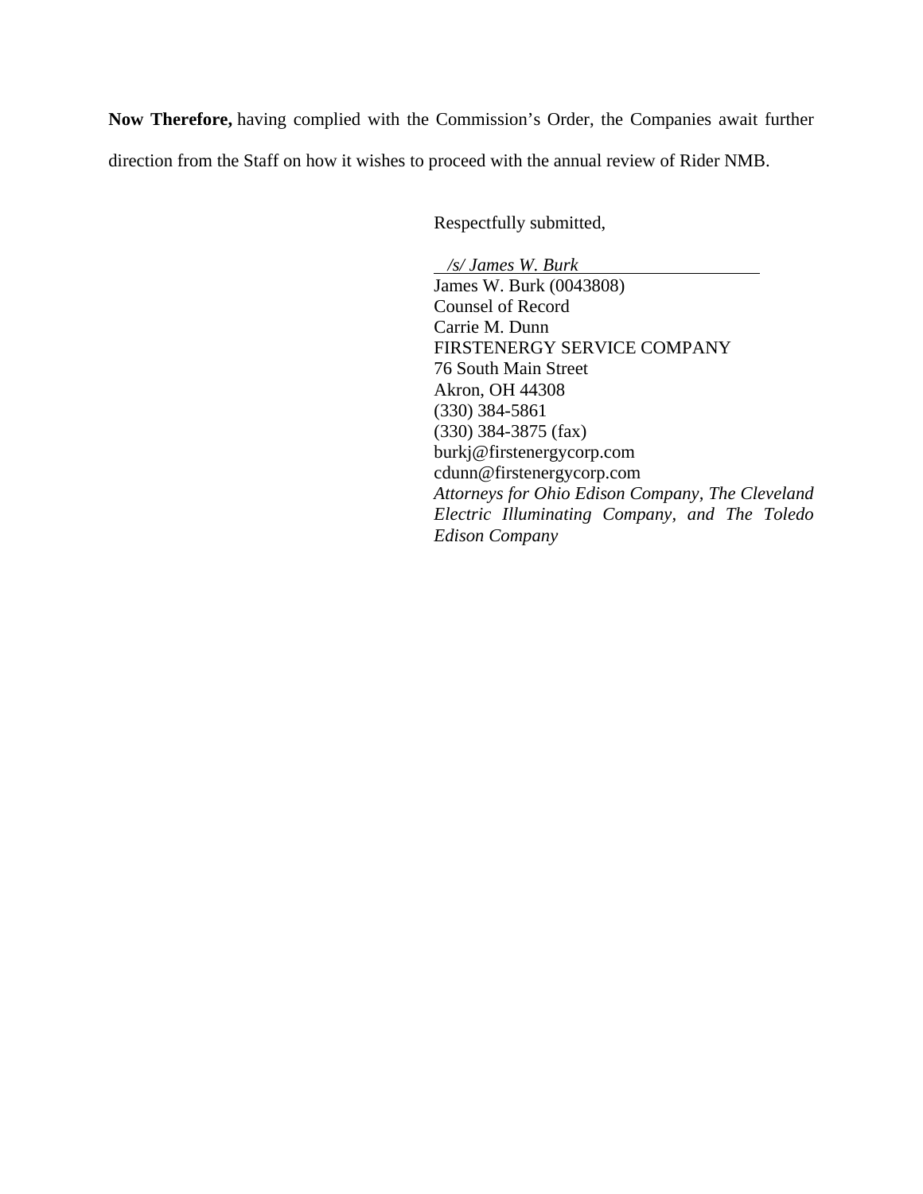**Now Therefore,** having complied with the Commission's Order, the Companies await further direction from the Staff on how it wishes to proceed with the annual review of Rider NMB.

Respectfully submitted,

*/s/ James W. Burk*
James W. Burk (0043808)
Counsel of Record
Carrie M. Dunn
FIRSTENERGY SERVICE COMPANY
76 South Main Street
Akron, OH 44308
(330) 384-5861
(330) 384-3875 (fax)
burkj@firstenergycorp.com
cdunn@firstenergycorp.com
*Attorneys for Ohio Edison Company, The Cleveland Electric Illuminating Company, and The Toledo Edison Company*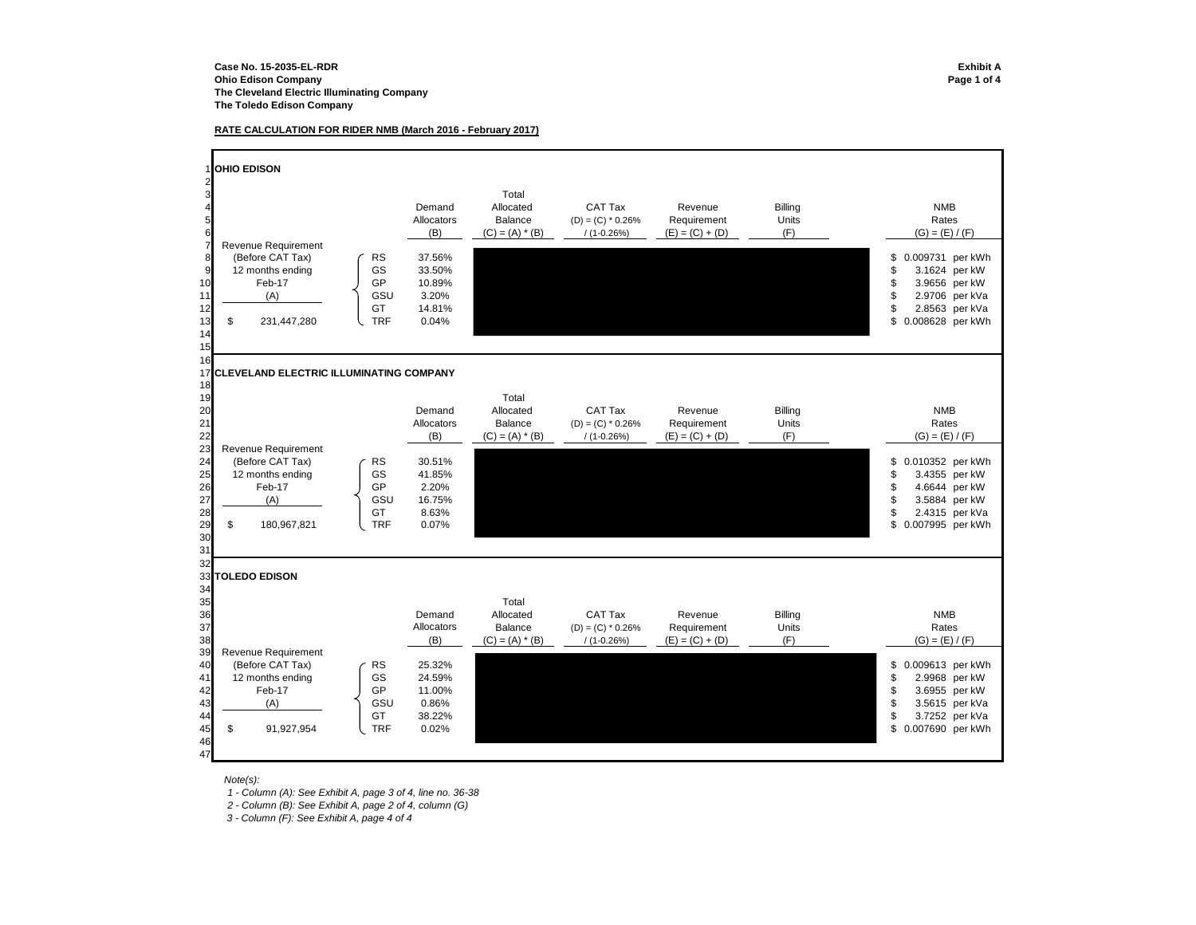**Case No. 15-2035-EL-RDR**
**Ohio Edison Company**
**The Cleveland Electric Illuminating Company**
**The Toledo Edison Company**

**Exhibit A**
**Page 1 of 4**

**RATE CALCULATION FOR RIDER NMB (March 2016 - February 2017)**

## OHIO EDISON

| Revenue Requirement (Before CAT Tax) 12 months ending Feb-17 (A) | | Demand Allocators (B) | Total Allocated Balance (C) = (A) * (B) | CAT Tax (D) = (C) * 0.26% / (1-0.26%) | Revenue Requirement (E) = (C) + (D) | Billing Units (F) | NMB Rates (G) = (E) / (F) |
|---|---|---|---|---|---|---|---|
| | RS | 37.56% | | | | | $ 0.009731 per kWh |
| | GS | 33.50% | | | | | $ 3.1624 per kW |
| | GP | 10.89% | | | | | $ 3.9656 per kW |
| | GSU | 3.20% | | | | | $ 2.9706 per kVa |
| | GT | 14.81% | | | | | $ 2.8563 per kVa |
| $ 231,447,280 | TRF | 0.04% | | | | | $ 0.008628 per kWh |

## CLEVELAND ELECTRIC ILLUMINATING COMPANY

| Revenue Requirement (Before CAT Tax) 12 months ending Feb-17 (A) | | Demand Allocators (B) | Total Allocated Balance (C) = (A) * (B) | CAT Tax (D) = (C) * 0.26% / (1-0.26%) | Revenue Requirement (E) = (C) + (D) | Billing Units (F) | NMB Rates (G) = (E) / (F) |
|---|---|---|---|---|---|---|---|
| | RS | 30.51% | | | | | $ 0.010352 per kWh |
| | GS | 41.85% | | | | | $ 3.4355 per kW |
| | GP | 2.20% | | | | | $ 4.6644 per kW |
| | GSU | 16.75% | | | | | $ 3.5884 per kW |
| | GT | 8.63% | | | | | $ 2.4315 per kVa |
| $ 180,967,821 | TRF | 0.07% | | | | | $ 0.007995 per kWh |

## TOLEDO EDISON

| Revenue Requirement (Before CAT Tax) 12 months ending Feb-17 (A) | | Demand Allocators (B) | Total Allocated Balance (C) = (A) * (B) | CAT Tax (D) = (C) * 0.26% / (1-0.26%) | Revenue Requirement (E) = (C) + (D) | Billing Units (F) | NMB Rates (G) = (E) / (F) |
|---|---|---|---|---|---|---|---|
| | RS | 25.32% | | | | | $ 0.009613 per kWh |
| | GS | 24.59% | | | | | $ 2.9968 per kW |
| | GP | 11.00% | | | | | $ 3.6955 per kW |
| | GSU | 0.86% | | | | | $ 3.5615 per kVa |
| | GT | 38.22% | | | | | $ 3.7252 per kVa |
| $ 91,927,954 | TRF | 0.02% | | | | | $ 0.007690 per kWh |

*Note(s):*
*1 - Column (A): See Exhibit A, page 3 of 4, line no. 36-38*
*2 - Column (B): See Exhibit A, page 2 of 4, column (G)*
*3 - Column (F): See Exhibit A, page 4 of 4*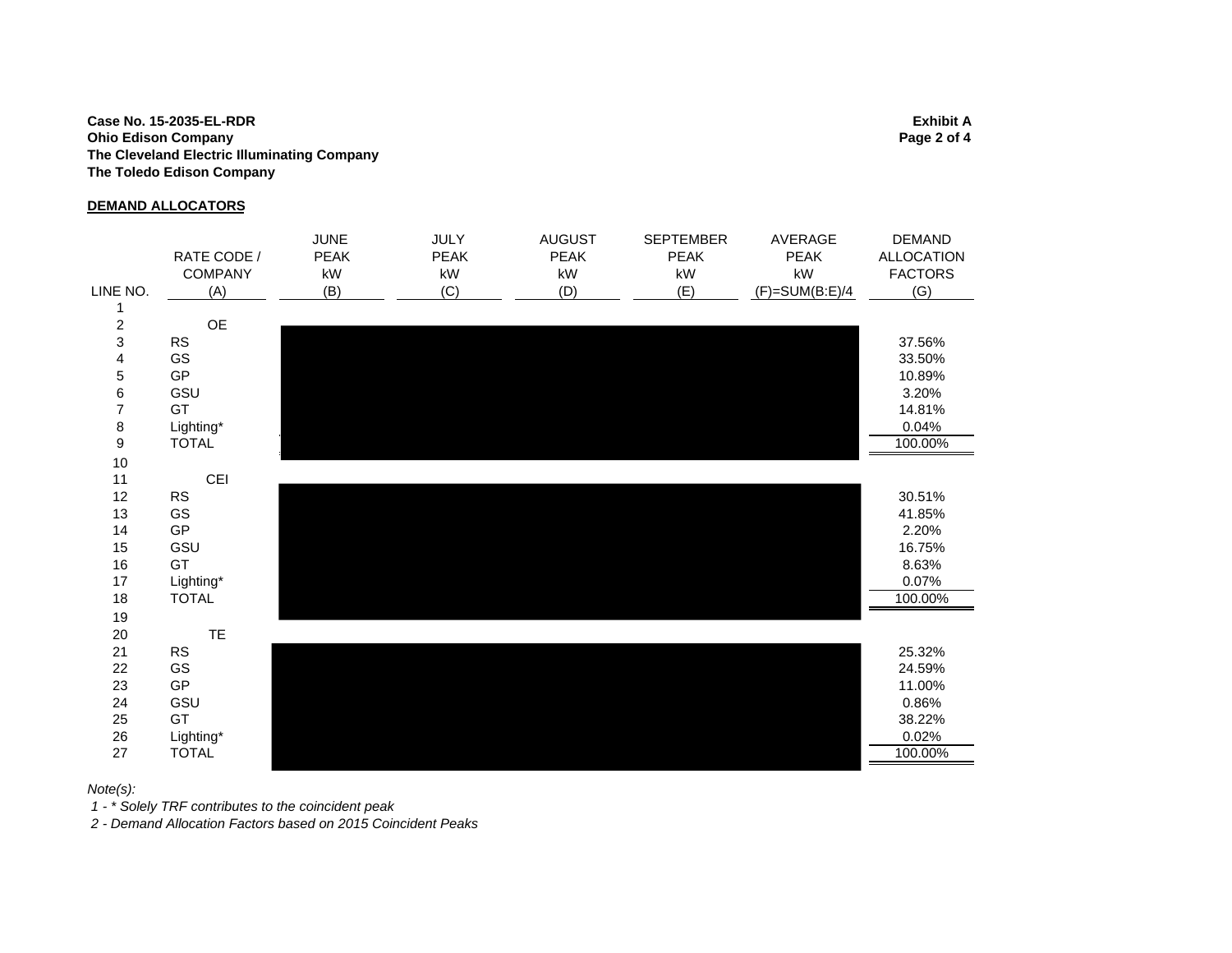**Case No. 15-2035-EL-RDR**
**Ohio Edison Company**
**The Cleveland Electric Illuminating Company**
**The Toledo Edison Company**

**Exhibit A**
**Page 2 of 4**

**DEMAND ALLOCATORS**

| LINE NO. | RATE CODE / COMPANY (A) | JUNE PEAK kW (B) | JULY PEAK kW (C) | AUGUST PEAK kW (D) | SEPTEMBER PEAK kW (E) | AVERAGE PEAK kW (F)=SUM(B:E)/4 | DEMAND ALLOCATION FACTORS (G) |
|---|---|---|---|---|---|---|---|
| 1 | | | | | | | |
| 2 | OE | | | | | | |
| 3 | RS | | | | | | 37.56% |
| 4 | GS | | | | | | 33.50% |
| 5 | GP | | | | | | 10.89% |
| 6 | GSU | | | | | | 3.20% |
| 7 | GT | | | | | | 14.81% |
| 8 | Lighting* | | | | | | 0.04% |
| 9 | TOTAL | | | | | | 100.00% |
| 10 | | | | | | | |
| 11 | CEI | | | | | | |
| 12 | RS | | | | | | 30.51% |
| 13 | GS | | | | | | 41.85% |
| 14 | GP | | | | | | 2.20% |
| 15 | GSU | | | | | | 16.75% |
| 16 | GT | | | | | | 8.63% |
| 17 | Lighting* | | | | | | 0.07% |
| 18 | TOTAL | | | | | | 100.00% |
| 19 | | | | | | | |
| 20 | TE | | | | | | |
| 21 | RS | | | | | | 25.32% |
| 22 | GS | | | | | | 24.59% |
| 23 | GP | | | | | | 11.00% |
| 24 | GSU | | | | | | 0.86% |
| 25 | GT | | | | | | 38.22% |
| 26 | Lighting* | | | | | | 0.02% |
| 27 | TOTAL | | | | | | 100.00% |

*Note(s):*

*1 - * Solely TRF contributes to the coincident peak*

*2 - Demand Allocation Factors based on 2015 Coincident Peaks*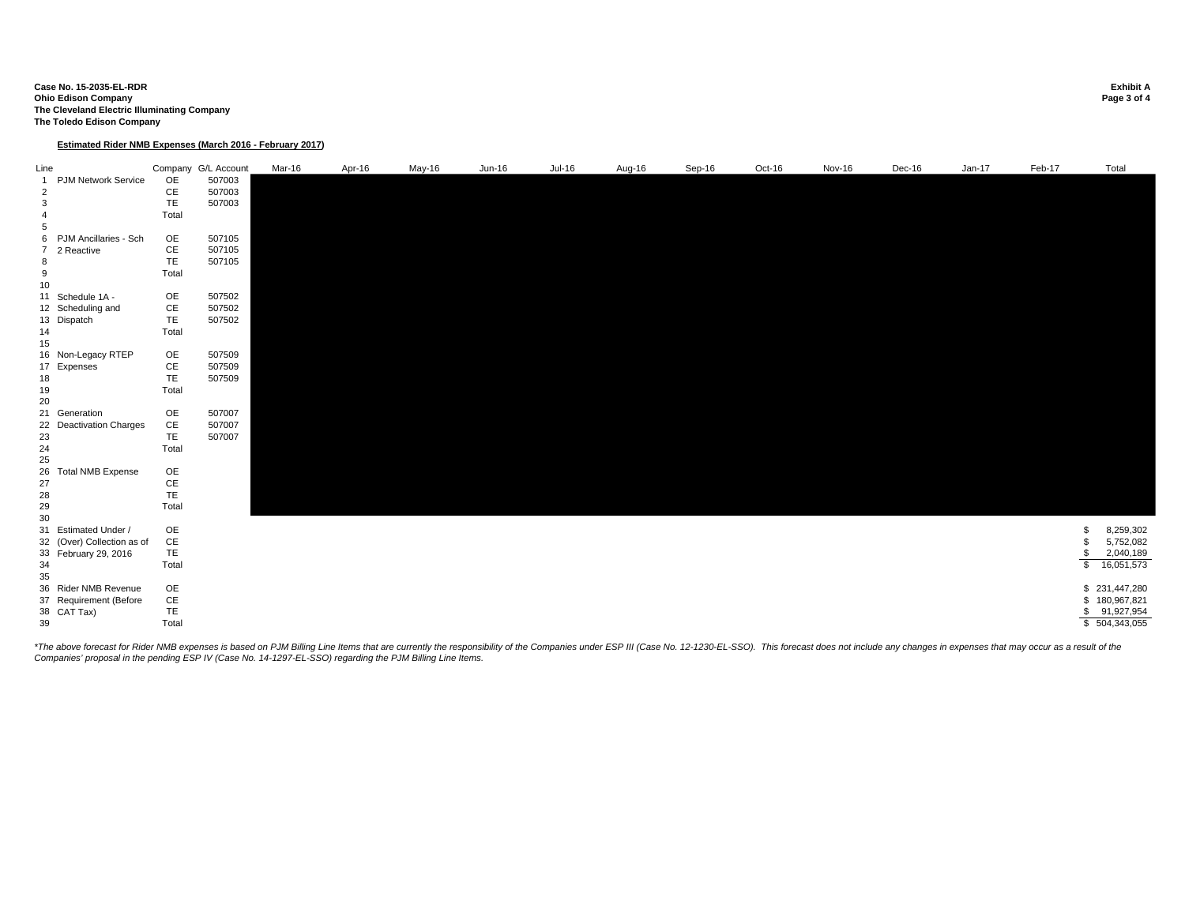**Case No. 15-2035-EL-RDR**
**Ohio Edison Company**
**The Cleveland Electric Illuminating Company**
**The Toledo Edison Company**

**Exhibit A**
**Page 3 of 4**

**Estimated Rider NMB Expenses (March 2016 - February 2017)**

| Line | | Company | G/L Account | Mar-16 | Apr-16 | May-16 | Jun-16 | Jul-16 | Aug-16 | Sep-16 | Oct-16 | Nov-16 | Dec-16 | Jan-17 | Feb-17 | Total |
|---|---|---|---|---|---|---|---|---|---|---|---|---|---|---|---|---|
| 1 | PJM Network Service | OE | 507003 | | | | | | | | | | | | | |
| 2 | | CE | 507003 | | | | | | | | | | | | | |
| 3 | | TE | 507003 | | | | | | | | | | | | | |
| 4 | | Total | | | | | | | | | | | | | | |
| 5 | | | | | | | | | | | | | | | | |
| 6 | PJM Ancillaries - Sch | OE | 507105 | | | | | | | | | | | | | |
| 7 | 2 Reactive | CE | 507105 | | | | | | | | | | | | | |
| 8 | | TE | 507105 | | | | | | | | | | | | | |
| 9 | | Total | | | | | | | | | | | | | | |
| 10 | | | | | | | | | | | | | | | | |
| 11 | Schedule 1A - | OE | 507502 | | | | | | | | | | | | | |
| 12 | Scheduling and | CE | 507502 | | | | | | | | | | | | | |
| 13 | Dispatch | TE | 507502 | | | | | | | | | | | | | |
| 14 | | Total | | | | | | | | | | | | | | |
| 15 | | | | | | | | | | | | | | | | |
| 16 | Non-Legacy RTEP | OE | 507509 | | | | | | | | | | | | | |
| 17 | Expenses | CE | 507509 | | | | | | | | | | | | | |
| 18 | | TE | 507509 | | | | | | | | | | | | | |
| 19 | | Total | | | | | | | | | | | | | | |
| 20 | | | | | | | | | | | | | | | | |
| 21 | Generation | OE | 507007 | | | | | | | | | | | | | |
| 22 | Deactivation Charges | CE | 507007 | | | | | | | | | | | | | |
| 23 | | TE | 507007 | | | | | | | | | | | | | |
| 24 | | Total | | | | | | | | | | | | | | |
| 25 | | | | | | | | | | | | | | | | |
| 26 | Total NMB Expense | OE | | | | | | | | | | | | | | |
| 27 | | CE | | | | | | | | | | | | | | |
| 28 | | TE | | | | | | | | | | | | | | |
| 29 | | Total | | | | | | | | | | | | | | |
| 30 | | | | | | | | | | | | | | | | |
| 31 | Estimated Under / | OE | | | | | | | | | | | | | | $ 8,259,302 |
| 32 | (Over) Collection as of | CE | | | | | | | | | | | | | | $ 5,752,082 |
| 33 | February 29, 2016 | TE | | | | | | | | | | | | | | $ 2,040,189 |
| 34 | | Total | | | | | | | | | | | | | | $ 16,051,573 |
| 35 | | | | | | | | | | | | | | | | |
| 36 | Rider NMB Revenue | OE | | | | | | | | | | | | | | $ 231,447,280 |
| 37 | Requirement (Before | CE | | | | | | | | | | | | | | $ 180,967,821 |
| 38 | CAT Tax) | TE | | | | | | | | | | | | | | $ 91,927,954 |
| 39 | | Total | | | | | | | | | | | | | | $ 504,343,055 |

*\*The above forecast for Rider NMB expenses is based on PJM Billing Line Items that are currently the responsibility of the Companies under ESP III (Case No. 12-1230-EL-SSO). This forecast does not include any changes in expenses that may occur as a result of the Companies' proposal in the pending ESP IV (Case No. 14-1297-EL-SSO) regarding the PJM Billing Line Items.*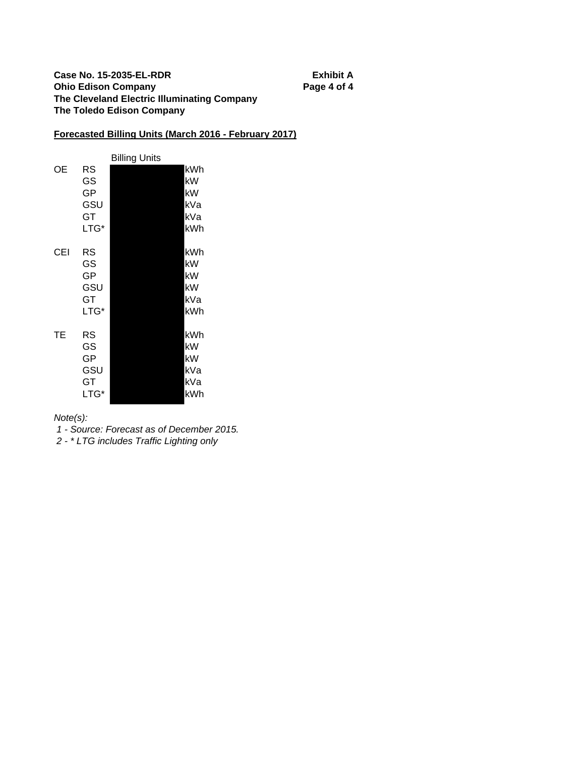**Case No. 15-2035-EL-RDR**
**Ohio Edison Company**
**The Cleveland Electric Illuminating Company**
**The Toledo Edison Company**

**Exhibit A**

## Forecasted Billing Units (March 2016 - February 2017)

| | | Billing Units | |
|---|---|---|---|
| OE | RS | | kWh |
| | GS | | kW |
| | GP | | kW |
| | GSU | | kVa |
| | GT | | kVa |
| | LTG* | | kWh |
| | | | |
| CEI | RS | | kWh |
| | GS | | kW |
| | GP | | kW |
| | GSU | | kW |
| | GT | | kVa |
| | LTG* | | kWh |
| | | | |
| TE | RS | | kWh |
| | GS | | kW |
| | GP | | kW |
| | GSU | | kVa |
| | GT | | kVa |
| | LTG* | | kWh |

*Note(s):*

*1 - Source: Forecast as of December 2015.*

*2 - * LTG includes Traffic Lighting only*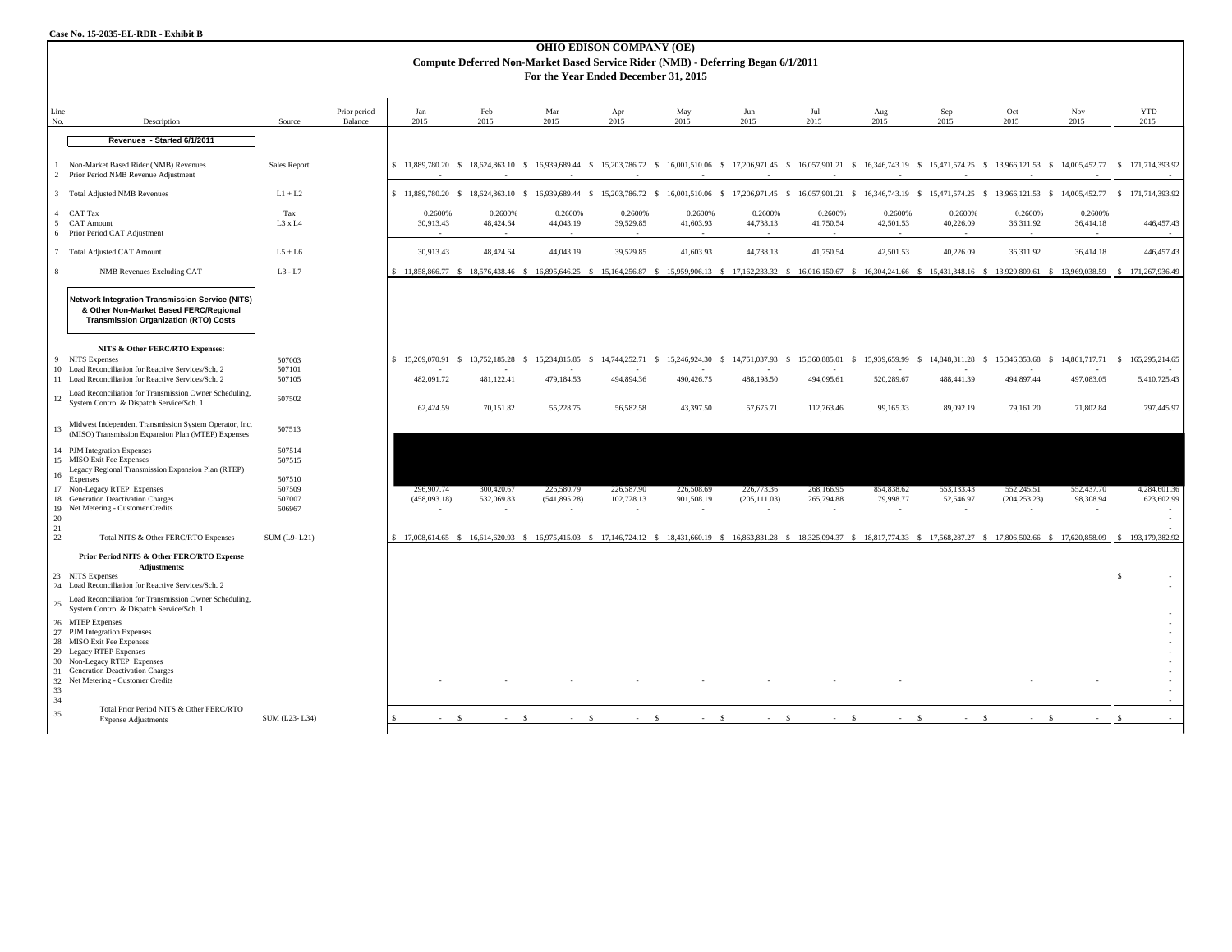Case No. 15-2035-EL-RDR - Exhibit B

# OHIO EDISON COMPANY (OE)
## Compute Deferred Non-Market Based Service Rider (NMB) - Deferring Began 6/1/2011
### For the Year Ended December 31, 2015

| Line No. | Description | Source | Prior period Balance | Jan 2015 | Feb 2015 | Mar 2015 | Apr 2015 | May 2015 | Jun 2015 | Jul 2015 | Aug 2015 | Sep 2015 | Oct 2015 | Nov 2015 | YTD 2015 |
|---|---|---|---|---|---|---|---|---|---|---|---|---|---|---|---|
| | **Revenues - Started 6/1/2011** | | | | | | | | | | | | | | |
| 1 | Non-Market Based Rider (NMB) Revenues | Sales Report | | $ 11,889,780.20 | $ 18,624,863.10 | $ 16,939,689.44 | $ 15,203,786.72 | $ 16,001,510.06 | $ 17,206,971.45 | $ 16,057,901.21 | $ 16,346,743.19 | $ 15,471,574.25 | $ 13,966,121.53 | $ 14,005,452.77 | $ 171,714,393.92 |
| 2 | Prior Period NMB Revenue Adjustment | | | - | - | - | - | - | - | - | - | - | - | - | - |
| 3 | Total Adjusted NMB Revenues | L1 + L2 | | $ 11,889,780.20 | $ 18,624,863.10 | $ 16,939,689.44 | $ 15,203,786.72 | $ 16,001,510.06 | $ 17,206,971.45 | $ 16,057,901.21 | $ 16,346,743.19 | $ 15,471,574.25 | $ 13,966,121.53 | $ 14,005,452.77 | $ 171,714,393.92 |
| 4 | CAT Tax | Tax | | 0.2600% | 0.2600% | 0.2600% | 0.2600% | 0.2600% | 0.2600% | 0.2600% | 0.2600% | 0.2600% | 0.2600% | 0.2600% | |
| 5 | CAT Amount | L3 x L4 | | 30,913.43 | 48,424.64 | 44,043.19 | 39,529.85 | 41,603.93 | 44,738.13 | 41,750.54 | 42,501.53 | 40,226.09 | 36,311.92 | 36,414.18 | 446,457.43 |
| 6 | Prior Period CAT Adjustment | | | - | - | - | - | - | - | - | - | - | - | - | - |
| 7 | Total Adjusted CAT Amount | L5 + L6 | | 30,913.43 | 48,424.64 | 44,043.19 | 39,529.85 | 41,603.93 | 44,738.13 | 41,750.54 | 42,501.53 | 40,226.09 | 36,311.92 | 36,414.18 | 446,457.43 |
| 8 | NMB Revenues Excluding CAT | L3 - L7 | | $ 11,858,866.77 | $ 18,576,438.46 | $ 16,895,646.25 | $ 15,164,256.87 | $ 15,959,906.13 | $ 17,162,233.32 | $ 16,016,150.67 | $ 16,304,241.66 | $ 15,431,348.16 | $ 13,929,809.61 | $ 13,969,038.59 | $ 171,267,936.49 |
| | **Network Integration Transmission Service (NITS) & Other Non-Market Based FERC/Regional Transmission Organization (RTO) Costs** | | | | | | | | | | | | | | |
| | **NITS & Other FERC/RTO Expenses:** | | | | | | | | | | | | | | |
| 9 | NITS Expenses | 507003 | | $ 15,209,070.91 | $ 13,752,185.28 | $ 15,234,815.85 | $ 14,744,252.71 | $ 15,246,924.30 | $ 14,751,037.93 | $ 15,360,885.01 | $ 15,939,659.99 | $ 14,848,311.28 | $ 15,346,353.68 | $ 14,861,717.71 | $ 165,295,214.65 |
| 10 | Load Reconciliation for Reactive Services/Sch. 2 | 507101 | | - | - | - | - | - | - | - | - | - | - | - | - |
| 11 | Load Reconciliation for Reactive Services/Sch. 2 | 507105 | | 482,091.72 | 481,122.41 | 479,184.53 | 494,894.36 | 490,426.75 | 488,198.50 | 494,095.61 | 520,289.67 | 488,441.39 | 494,897.44 | 497,083.05 | 5,410,725.43 |
| 12 | Load Reconciliation for Transmission Owner Scheduling, System Control & Dispatch Service/Sch. 1 | 507502 | | 62,424.59 | 70,151.82 | 55,228.75 | 56,582.58 | 43,397.50 | 57,675.71 | 112,763.46 | 99,165.33 | 89,092.19 | 79,161.20 | 71,802.84 | 797,445.97 |
| 13 | Midwest Independent Transmission System Operator, Inc. (MISO) Transmission Expansion Plan (MTEP) Expenses | 507513 | | | | | | | | | | | | | |
| 14 | PJM Integration Expenses | 507514 | | | | | | | | | | | | | |
| 15 | MISO Exit Fee Expenses | 507515 | | | | | | | | | | | | | |
| 16 | Legacy Regional Transmission Expansion Plan (RTEP) Expenses | 507510 | | | | | | | | | | | | | |
| 17 | Non-Legacy RTEP Expenses | 507509 | | 296,907.74 | 300,420.67 | 226,580.79 | 226,587.90 | 226,508.69 | 226,773.36 | 268,166.95 | 854,838.62 | 553,133.43 | 552,245.51 | 552,437.70 | 4,284,601.36 |
| 18 | Generation Deactivation Charges | 507007 | | (458,093.18) | 532,069.83 | (541,895.28) | 102,728.13 | 901,508.19 | (205,111.03) | 265,794.88 | 79,998.77 | 52,546.97 | (204,253.23) | 98,308.94 | 623,602.99 |
| 19 | Net Metering - Customer Credits | 506967 | | - | - | - | - | - | - | - | - | - | - | - | - |
| 20 | | | | | | | | | | | | | | | - |
| 21 | | | | | | | | | | | | | | | - |
| 22 | Total NITS & Other FERC/RTO Expenses | SUM (L9- L21) | | $ 17,008,614.65 | $ 16,614,620.93 | $ 16,975,415.03 | $ 17,146,724.12 | $ 18,431,660.19 | $ 16,863,831.28 | $ 18,325,094.37 | $ 18,817,774.33 | $ 17,568,287.27 | $ 17,806,502.66 | $ 17,620,858.09 | $ 193,179,382.92 |
| | **Prior Period NITS & Other FERC/RTO Expense Adjustments:** | | | | | | | | | | | | | | |
| 23 | NITS Expenses | | | | | | | | | | | | | | $ - |
| 24 | Load Reconciliation for Reactive Services/Sch. 2 | | | | | | | | | | | | | | - |
| 25 | Load Reconciliation for Transmission Owner Scheduling, System Control & Dispatch Service/Sch. 1 | | | | | | | | | | | | | | - |
| 26 | MTEP Expenses | | | | | | | | | | | | | | - |
| 27 | PJM Integration Expenses | | | | | | | | | | | | | | - |
| 28 | MISO Exit Fee Expenses | | | | | | | | | | | | | | - |
| 29 | Legacy RTEP Expenses | | | | | | | | | | | | | | - |
| 30 | Non-Legacy RTEP Expenses | | | | | | | | | | | | | | - |
| 31 | Generation Deactivation Charges | | | | | | | | | | | | | | - |
| 32 | Net Metering - Customer Credits | | | - | - | - | - | - | - | - | - | | - | - | - |
| 33 | | | | | | | | | | | | | | | - |
| 34 | | | | | | | | | | | | | | | - |
| 35 | Total Prior Period NITS & Other FERC/RTO Expense Adjustments | SUM (L23- L34) | | $ - | $ - | $ - | $ - | $ - | $ - | $ - | $ - | $ - | $ - | $ - | $ - |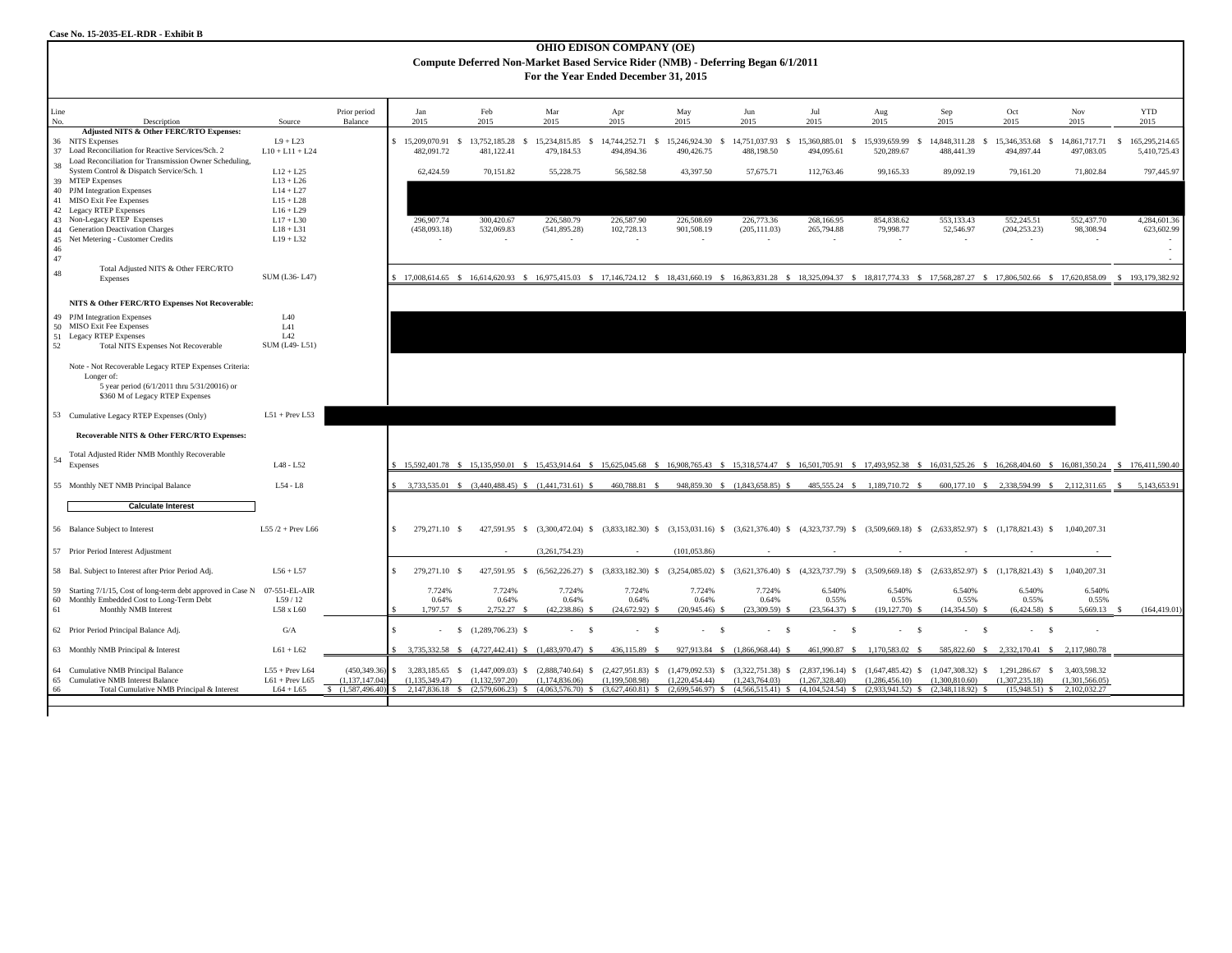Case No. 15-2035-EL-RDR - Exhibit B

# OHIO EDISON COMPANY (OE)

## Compute Deferred Non-Market Based Service Rider (NMB) - Deferring Began 6/1/2011

### For the Year Ended December 31, 2015

| Line No. | Description | Source | Prior period Balance | Jan 2015 | Feb 2015 | Mar 2015 | Apr 2015 | May 2015 | Jun 2015 | Jul 2015 | Aug 2015 | Sep 2015 | Oct 2015 | Nov 2015 | YTD 2015 |
|---|---|---|---|---|---|---|---|---|---|---|---|---|---|---|---|
| | **Adjusted NITS & Other FERC/RTO Expenses:** | | | | | | | | | | | | | | |
| 36 | NITS Expenses | L9 + L23 | | $ 15,209,070.91 | $ 13,752,185.28 | $ 15,234,815.85 | $ 14,744,252.71 | $ 15,246,924.30 | $ 14,751,037.93 | $ 15,360,885.01 | $ 15,939,659.99 | $ 14,848,311.28 | $ 15,346,353.68 | $ 14,861,717.71 | $ 165,295,214.65 |
| 37 | Load Reconciliation for Reactive Services/Sch. 2 | L10 + L11 + L24 | | 482,091.72 | 481,122.41 | 479,184.53 | 494,894.36 | 490,426.75 | 488,198.50 | 494,095.61 | 520,289.67 | 488,441.39 | 494,897.44 | 497,083.05 | 5,410,725.43 |
| 38 | Load Reconciliation for Transmission Owner Scheduling, System Control & Dispatch Service/Sch. 1 | L12 + L25 | | 62,424.59 | 70,151.82 | 55,228.75 | 56,582.58 | 43,397.50 | 57,675.71 | 112,763.46 | 99,165.33 | 89,092.19 | 79,161.20 | 71,802.84 | 797,445.97 |
| 39 | MTEP Expenses | L13 + L26 | | | | | | | | | | | | | |
| 40 | PJM Integration Expenses | L14 + L27 | | | | | | | | | | | | | |
| 41 | MISO Exit Fee Expenses | L15 + L28 | | | | | | | | | | | | | |
| 42 | Legacy RTEP Expenses | L16 + L29 | | | | | | | | | | | | | |
| 43 | Non-Legacy RTEP Expenses | L17 + L30 | | 296,907.74 | 300,420.67 | 226,580.79 | 226,587.90 | 226,508.69 | 226,773.36 | 268,166.95 | 854,838.62 | 553,133.43 | 552,245.51 | 552,437.70 | 4,284,601.36 |
| 44 | Generation Deactivation Charges | L18 + L31 | | (458,093.18) | 532,069.83 | (541,895.28) | 102,728.13 | 901,508.19 | (205,111.03) | 265,794.88 | 79,998.77 | 52,546.97 | (204,253.23) | 98,308.94 | 623,602.99 |
| 45 | Net Metering - Customer Credits | L19 + L32 | | - | - | - | - | - | - | - | - | - | - | - | - |
| 46 | | | | | | | | | | | | | | | - |
| 47 | | | | | | | | | | | | | | | - |
| 48 | Total Adjusted NITS & Other FERC/RTO Expenses | SUM (L36- L47) | | $ 17,008,614.65 | $ 16,614,620.93 | $ 16,975,415.03 | $ 17,146,724.12 | $ 18,431,660.19 | $ 16,863,831.28 | $ 18,325,094.37 | $ 18,817,774.33 | $ 17,568,287.27 | $ 17,806,502.66 | $ 17,620,858.09 | $ 193,179,382.92 |
| | **NITS & Other FERC/RTO Expenses Not Recoverable:** | | | | | | | | | | | | | | |
| 49 | PJM Integration Expenses | L40 | | | | | | | | | | | | | |
| 50 | MISO Exit Fee Expenses | L41 | | | | | | | | | | | | | |
| 51 | Legacy RTEP Expenses | L42 | | | | | | | | | | | | | |
| 52 | Total NITS Expenses Not Recoverable | SUM (L49- L51) | | | | | | | | | | | | | |
| | Note - Not Recoverable Legacy RTEP Expenses Criteria: Longer of: 5 year period (6/1/2011 thru 5/31/20016) or $360 M of Legacy RTEP Expenses | | | | | | | | | | | | | | |
| 53 | Cumulative Legacy RTEP Expenses (Only) | L51 + Prev L53 | | | | | | | | | | | | | |
| | **Recoverable NITS & Other FERC/RTO Expenses:** | | | | | | | | | | | | | | |
| 54 | Total Adjusted Rider NMB Monthly Recoverable Expenses | L48 - L52 | | $ 15,592,401.78 | $ 15,135,950.01 | $ 15,453,914.64 | $ 15,625,045.68 | $ 16,908,765.43 | $ 15,318,574.47 | $ 16,501,705.91 | $ 17,493,952.38 | $ 16,031,525.26 | $ 16,268,404.60 | $ 16,081,350.24 | $ 176,411,590.40 |
| 55 | Monthly NET NMB Principal Balance | L54 - L8 | | $ 3,733,535.01 | $ (3,440,488.45) | $ (1,441,731.61) | $ 460,788.81 | $ 948,859.30 | $ (1,843,658.85) | $ 485,555.24 | $ 1,189,710.72 | $ 600,177.10 | $ 2,338,594.99 | $ 2,112,311.65 | $ 5,143,653.91 |
| | **Calculate Interest** | | | | | | | | | | | | | | |
| 56 | Balance Subject to Interest | L55 /2 + Prev L66 | | $ 279,271.10 | $ 427,591.95 | $ (3,300,472.04) | $ (3,833,182.30) | $ (3,153,031.16) | $ (3,621,376.40) | $ (4,323,737.79) | $ (3,509,669.18) | $ (2,633,852.97) | $ (1,178,821.43) | $ 1,040,207.31 | |
| 57 | Prior Period Interest Adjustment | | | | - | (3,261,754.23) | - | (101,053.86) | - | - | - | - | - | - | |
| 58 | Bal. Subject to Interest after Prior Period Adj. | L56 + L57 | | $ 279,271.10 | $ 427,591.95 | $ (6,562,226.27) | $ (3,833,182.30) | $ (3,254,085.02) | $ (3,621,376.40) | $ (4,323,737.79) | $ (3,509,669.18) | $ (2,633,852.97) | $ (1,178,821.43) | $ 1,040,207.31 | |
| 59 | Starting 7/1/15, Cost of long-term debt approved in Case N | 07-551-EL-AIR | | 7.724% | 7.724% | 7.724% | 7.724% | 7.724% | 7.724% | 6.540% | 6.540% | 6.540% | 6.540% | 6.540% | |
| 60 | Monthly Embedded Cost to Long-Term Debt | L59 / 12 | | 0.64% | 0.64% | 0.64% | 0.64% | 0.64% | 0.64% | 0.55% | 0.55% | 0.55% | 0.55% | 0.55% | |
| 61 | Monthly NMB Interest | L58 x L60 | | $ 1,797.57 | $ 2,752.27 | $ (42,238.86) | $ (24,672.92) | $ (20,945.46) | $ (23,309.59) | $ (23,564.37) | $ (19,127.70) | $ (14,354.50) | $ (6,424.58) | $ 5,669.13 | $ (164,419.01) |
| 62 | Prior Period Principal Balance Adj. | G/A | | $ - | $ (1,289,706.23) | $ - | $ - | $ - | $ - | $ - | $ - | $ - | $ - | $ - | |
| 63 | Monthly NMB Principal & Interest | L61 + L62 | | $ 3,735,332.58 | $ (4,727,442.41) | $ (1,483,970.47) | $ 436,115.89 | $ 927,913.84 | $ (1,866,968.44) | $ 461,990.87 | $ 1,170,583.02 | $ 585,822.60 | $ 2,332,170.41 | $ 2,117,980.78 | |
| 64 | Cumulative NMB Principal Balance | L55 + Prev L64 | (450,349.36) | $ 3,283,185.65 | $ (1,447,009.03) | $ (2,888,740.64) | $ (2,427,951.83) | $ (1,479,092.53) | $ (3,322,751.38) | $ (2,837,196.14) | $ (1,647,485.42) | $ (1,047,308.32) | $ 1,291,286.67 | $ 3,403,598.32 | |
| 65 | Cumulative NMB Interest Balance | L61 + Prev L65 | (1,137,147.04) | (1,135,349.47) | (1,132,597.20) | (1,174,836.06) | (1,199,508.98) | (1,220,454.44) | (1,243,764.03) | (1,267,328.40) | (1,286,456.10) | (1,300,810.60) | (1,307,235.18) | (1,301,566.05) | |
| 66 | Total Cumulative NMB Principal & Interest | L64 + L65 | $ (1,587,496.40) | $ 2,147,836.18 | $ (2,579,606.23) | $ (4,063,576.70) | $ (3,627,460.81) | $ (2,699,546.97) | $ (4,566,515.41) | $ (4,104,524.54) | $ (2,933,941.52) | $ (2,348,118.92) | $ (15,948.51) | $ 2,102,032.27 | |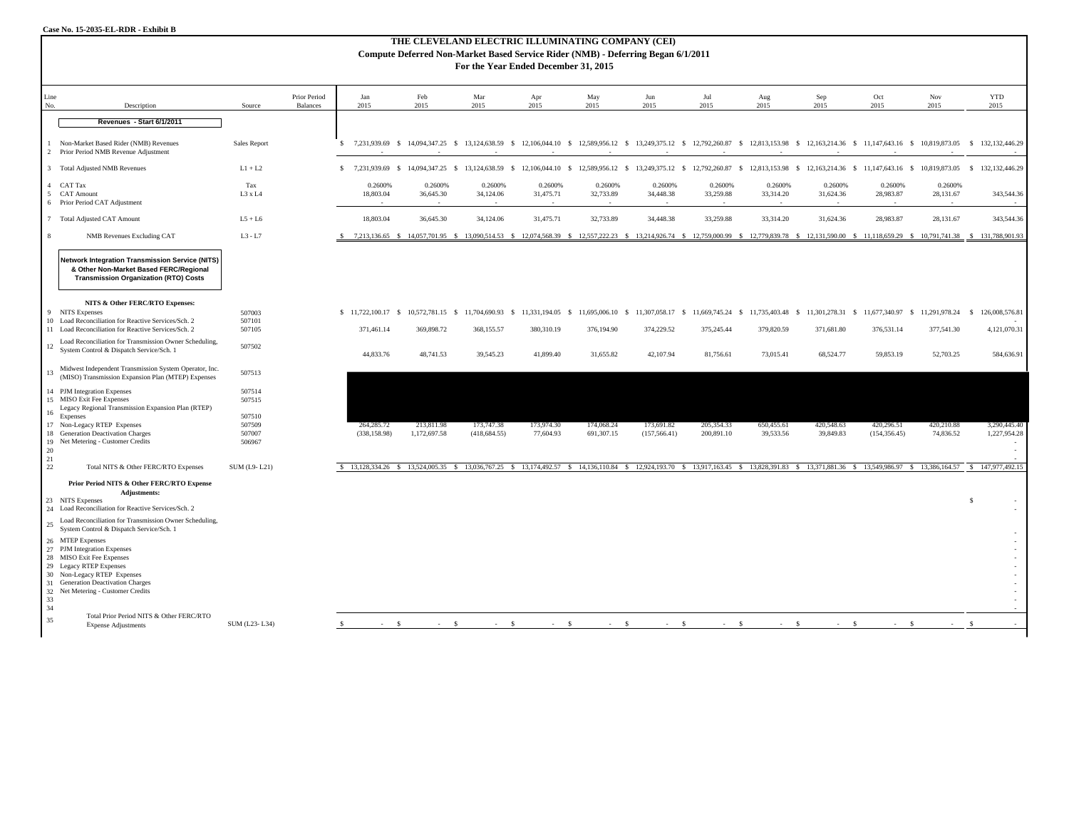Case No. 15-2035-EL-RDR - Exhibit B

# THE CLEVELAND ELECTRIC ILLUMINATING COMPANY (CEI)

## Compute Deferred Non-Market Based Service Rider (NMB) - Deferring Began 6/1/2011

### For the Year Ended December 31, 2015

| Line No. | Description | Source | Prior Period Balances | Jan 2015 | Feb 2015 | Mar 2015 | Apr 2015 | May 2015 | Jun 2015 | Jul 2015 | Aug 2015 | Sep 2015 | Oct 2015 | Nov 2015 | YTD 2015 |
|---|---|---|---|---|---|---|---|---|---|---|---|---|---|---|---|
| | **Revenues - Start 6/1/2011** | | | | | | | | | | | | | | |
| 1 | Non-Market Based Rider (NMB) Revenues | Sales Report | | $ 7,231,939.69 | $ 14,094,347.25 | $ 13,124,638.59 | $ 12,106,044.10 | $ 12,589,956.12 | $ 13,249,375.12 | $ 12,792,260.87 | $ 12,813,153.98 | $ 12,163,214.36 | $ 11,147,643.16 | $ 10,819,873.05 | $ 132,132,446.29 |
| 2 | Prior Period NMB Revenue Adjustment | | | - | - | - | - | - | - | - | - | - | - | - | - |
| 3 | Total Adjusted NMB Revenues | L1 + L2 | | $ 7,231,939.69 | $ 14,094,347.25 | $ 13,124,638.59 | $ 12,106,044.10 | $ 12,589,956.12 | $ 13,249,375.12 | $ 12,792,260.87 | $ 12,813,153.98 | $ 12,163,214.36 | $ 11,147,643.16 | $ 10,819,873.05 | $ 132,132,446.29 |
| 4 | CAT Tax | Tax | | 0.2600% | 0.2600% | 0.2600% | 0.2600% | 0.2600% | 0.2600% | 0.2600% | 0.2600% | 0.2600% | 0.2600% | 0.2600% | |
| 5 | CAT Amount | L3 x L4 | | 18,803.04 | 36,645.30 | 34,124.06 | 31,475.71 | 32,733.89 | 34,448.38 | 33,259.88 | 33,314.20 | 31,624.36 | 28,983.87 | 28,131.67 | 343,544.36 |
| 6 | Prior Period CAT Adjustment | | | - | - | - | - | - | - | - | - | - | - | - | - |
| 7 | Total Adjusted CAT Amount | L5 + L6 | | 18,803.04 | 36,645.30 | 34,124.06 | 31,475.71 | 32,733.89 | 34,448.38 | 33,259.88 | 33,314.20 | 31,624.36 | 28,983.87 | 28,131.67 | 343,544.36 |
| 8 | NMB Revenues Excluding CAT | L3 - L7 | | $ 7,213,136.65 | $ 14,057,701.95 | $ 13,090,514.53 | $ 12,074,568.39 | $ 12,557,222.23 | $ 13,214,926.74 | $ 12,759,000.99 | $ 12,779,839.78 | $ 12,131,590.00 | $ 11,118,659.29 | $ 10,791,741.38 | $ 131,788,901.93 |
| | **Network Integration Transmission Service (NITS) & Other Non-Market Based FERC/Regional Transmission Organization (RTO) Costs** | | | | | | | | | | | | | | |
| | **NITS & Other FERC/RTO Expenses:** | | | | | | | | | | | | | | |
| 9 | NITS Expenses | 507003 | | $ 11,722,100.17 | $ 10,572,781.15 | $ 11,704,690.93 | $ 11,331,194.05 | $ 11,695,006.10 | $ 11,307,058.17 | $ 11,669,745.24 | $ 11,735,403.48 | $ 11,301,278.31 | $ 11,677,340.97 | $ 11,291,978.24 | $ 126,008,576.81 |
| 10 | Load Reconciliation for Reactive Services/Sch. 2 | 507101 | | | | | | | | | | | | | - |
| 11 | Load Reconciliation for Reactive Services/Sch. 2 | 507105 | | 371,461.14 | 369,898.72 | 368,155.57 | 380,310.19 | 376,194.90 | 374,229.52 | 375,245.44 | 379,820.59 | 371,681.80 | 376,531.14 | 377,541.30 | 4,121,070.31 |
| 12 | Load Reconciliation for Transmission Owner Scheduling, System Control & Dispatch Service/Sch. 1 | 507502 | | 44,833.76 | 48,741.53 | 39,545.23 | 41,899.40 | 31,655.82 | 42,107.94 | 81,756.61 | 73,015.41 | 68,524.77 | 59,853.19 | 52,703.25 | 584,636.91 |
| 13 | Midwest Independent Transmission System Operator, Inc. (MISO) Transmission Expansion Plan (MTEP) Expenses | 507513 | | | | | | | | | | | | | |
| 14 | PJM Integration Expenses | 507514 | | | | | | | | | | | | | |
| 15 | MISO Exit Fee Expenses | 507515 | | | | | | | | | | | | | |
| 16 | Legacy Regional Transmission Expansion Plan (RTEP) Expenses | 507510 | | | | | | | | | | | | | |
| 17 | Non-Legacy RTEP Expenses | 507509 | | 264,285.72 | 213,811.98 | 173,747.38 | 173,974.30 | 174,068.24 | 173,691.82 | 205,354.33 | 650,455.61 | 420,548.63 | 420,296.51 | 420,210.88 | 3,290,445.40 |
| 18 | Generation Deactivation Charges | 507007 | | (338,158.98) | 1,172,697.58 | (418,684.55) | 77,604.93 | 691,307.15 | (157,566.41) | 200,891.10 | 39,533.56 | 39,849.83 | (154,356.45) | 74,836.52 | 1,227,954.28 |
| 19 | Net Metering - Customer Credits | 506967 | | | | | | | | | | | | | - |
| 20 | | | | | | | | | | | | | | | - |
| 21 | | | | | | | | | | | | | | | - |
| 22 | Total NITS & Other FERC/RTO Expenses | SUM (L9- L21) | | $ 13,128,334.26 | $ 13,524,005.35 | $ 13,036,767.25 | $ 13,174,492.57 | $ 14,136,110.84 | $ 12,924,193.70 | $ 13,917,163.45 | $ 13,828,391.83 | $ 13,371,881.36 | $ 13,549,986.97 | $ 13,386,164.57 | $ 147,977,492.15 |
| | **Prior Period NITS & Other FERC/RTO Expense Adjustments:** | | | | | | | | | | | | | | |
| 23 | NITS Expenses | | | | | | | | | | | | | | $ - |
| 24 | Load Reconciliation for Reactive Services/Sch. 2 | | | | | | | | | | | | | | - |
| 25 | Load Reconciliation for Transmission Owner Scheduling, System Control & Dispatch Service/Sch. 1 | | | | | | | | | | | | | | - |
| 26 | MTEP Expenses | | | | | | | | | | | | | | - |
| 27 | PJM Integration Expenses | | | | | | | | | | | | | | - |
| 28 | MISO Exit Fee Expenses | | | | | | | | | | | | | | - |
| 29 | Legacy RTEP Expenses | | | | | | | | | | | | | | - |
| 30 | Non-Legacy RTEP Expenses | | | | | | | | | | | | | | - |
| 31 | Generation Deactivation Charges | | | | | | | | | | | | | | - |
| 32 | Net Metering - Customer Credits | | | | | | | | | | | | | | - |
| 33 | | | | | | | | | | | | | | | - |
| 34 | | | | | | | | | | | | | | | - |
| 35 | Total Prior Period NITS & Other FERC/RTO Expense Adjustments | SUM (L23- L34) | | $ - | $ - | $ - | $ - | $ - | $ - | $ - | $ - | $ - | $ - | $ - | $ - |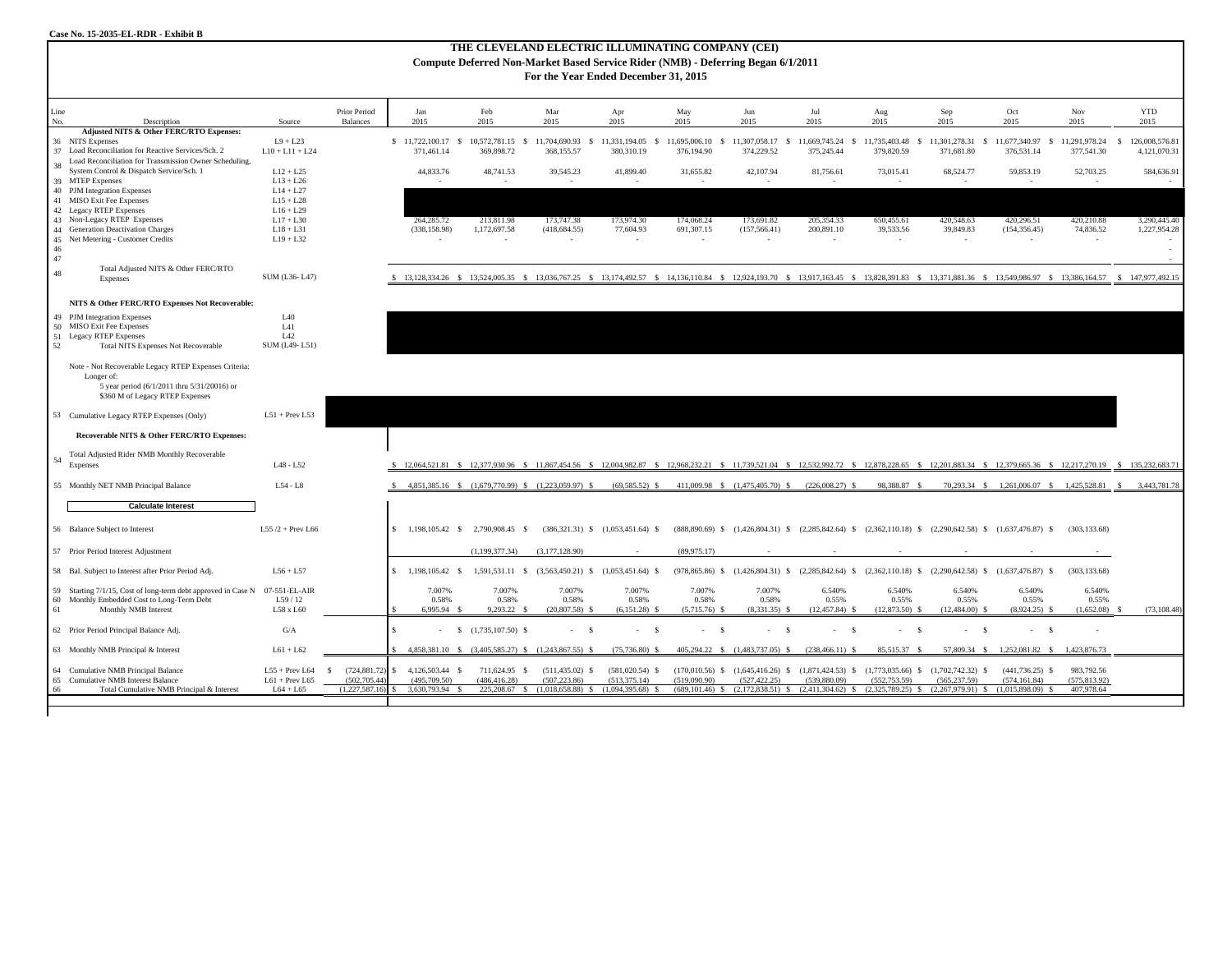Case No. 15-2035-EL-RDR - Exhibit B

# THE CLEVELAND ELECTRIC ILLUMINATING COMPANY (CEI)

## Compute Deferred Non-Market Based Service Rider (NMB) - Deferring Began 6/1/2011

### For the Year Ended December 31, 2015

| Line No. | Description | Source | Prior Period Balances | Jan 2015 | Feb 2015 | Mar 2015 | Apr 2015 | May 2015 | Jun 2015 | Jul 2015 | Aug 2015 | Sep 2015 | Oct 2015 | Nov 2015 | YTD 2015 |
|---|---|---|---|---|---|---|---|---|---|---|---|---|---|---|---|
| | **Adjusted NITS & Other FERC/RTO Expenses:** | | | | | | | | | | | | | | |
| 36 | NITS Expenses | L9 + L23 | | $ 11,722,100.17 | $ 10,572,781.15 | $ 11,704,690.93 | $ 11,331,194.05 | $ 11,695,006.10 | $ 11,307,058.17 | $ 11,669,745.24 | $ 11,735,403.48 | $ 11,301,278.31 | $ 11,677,340.97 | $ 11,291,978.24 | $ 126,008,576.81 |
| 37 | Load Reconciliation for Reactive Services/Sch. 2 | L10 + L11 + L24 | | 371,461.14 | 369,898.72 | 368,155.57 | 380,310.19 | 376,194.90 | 374,229.52 | 375,245.44 | 379,820.59 | 371,681.80 | 376,531.14 | 377,541.30 | 4,121,070.31 |
| 38 | Load Reconciliation for Transmission Owner Scheduling, System Control & Dispatch Service/Sch. 1 | L12 + L25 | | 44,833.76 | 48,741.53 | 39,545.23 | 41,899.40 | 31,655.82 | 42,107.94 | 81,756.61 | 73,015.41 | 68,524.77 | 59,853.19 | 52,703.25 | 584,636.91 |
| 39 | MTEP Expenses | L13 + L26 | | - | - | - | - | - | - | - | - | - | - | - | - |
| 40 | PJM Integration Expenses | L14 + L27 | | | | | | | | | | | | | |
| 41 | MISO Exit Fee Expenses | L15 + L28 | | | | | | | | | | | | | |
| 42 | Legacy RTEP Expenses | L16 + L29 | | | | | | | | | | | | | |
| 43 | Non-Legacy RTEP Expenses | L17 + L30 | | 264,285.72 | 213,811.98 | 173,747.38 | 173,974.30 | 174,068.24 | 173,691.82 | 205,354.33 | 650,455.61 | 420,548.63 | 420,296.51 | 420,210.88 | 3,290,445.40 |
| 44 | Generation Deactivation Charges | L18 + L31 | | (338,158.98) | 1,172,697.58 | (418,684.55) | 77,604.93 | 691,307.15 | (157,566.41) | 200,891.10 | 39,533.56 | 39,849.83 | (154,356.45) | 74,836.52 | 1,227,954.28 |
| 45 | Net Metering - Customer Credits | L19 + L32 | | - | - | - | - | - | - | - | - | - | - | - | - |
| 46 | | | | | | | | | | | | | | | - |
| 47 | | | | | | | | | | | | | | | - |
| 48 | Total Adjusted NITS & Other FERC/RTO Expenses | SUM (L36- L47) | | $ 13,128,334.26 | $ 13,524,005.35 | $ 13,036,767.25 | $ 13,174,492.57 | $ 14,136,110.84 | $ 12,924,193.70 | $ 13,917,163.45 | $ 13,828,391.83 | $ 13,371,881.36 | $ 13,549,986.97 | $ 13,386,164.57 | $ 147,977,492.15 |
| | **NITS & Other FERC/RTO Expenses Not Recoverable:** | | | | | | | | | | | | | | |
| 49 | PJM Integration Expenses | L40 | | | | | | | | | | | | | |
| 50 | MISO Exit Fee Expenses | L41 | | | | | | | | | | | | | |
| 51 | Legacy RTEP Expenses | L42 | | | | | | | | | | | | | |
| 52 | Total NITS Expenses Not Recoverable | SUM (L49- L51) | | | | | | | | | | | | | |
| | Note - Not Recoverable Legacy RTEP Expenses Criteria: Longer of: 5 year period (6/1/2011 thru 5/31/20016) or $360 M of Legacy RTEP Expenses | | | | | | | | | | | | | | |
| 53 | Cumulative Legacy RTEP Expenses (Only) | L51 + Prev L53 | | | | | | | | | | | | | |
| | **Recoverable NITS & Other FERC/RTO Expenses:** | | | | | | | | | | | | | | |
| 54 | Total Adjusted Rider NMB Monthly Recoverable Expenses | L48 - L52 | | $ 12,064,521.81 | $ 12,377,930.96 | $ 11,867,454.56 | $ 12,004,982.87 | $ 12,968,232.21 | $ 11,739,521.04 | $ 12,532,992.72 | $ 12,878,228.65 | $ 12,201,883.34 | $ 12,379,665.36 | $ 12,217,270.19 | $ 135,232,683.71 |
| 55 | Monthly NET NMB Principal Balance | L54 - L8 | | $ 4,851,385.16 | $ (1,679,770.99) | $ (1,223,059.97) | $ (69,585.52) | $ 411,009.98 | $ (1,475,405.70) | $ (226,008.27) | $ 98,388.87 | $ 70,293.34 | $ 1,261,006.07 | $ 1,425,528.81 | $ 3,443,781.78 |
| | **Calculate Interest** | | | | | | | | | | | | | | |
| 56 | Balance Subject to Interest | L55 /2 + Prev L66 | | $ 1,198,105.42 | $ 2,790,908.45 | $ (386,321.31) | $ (1,053,451.64) | $ (888,890.69) | $ (1,426,804.31) | $ (2,285,842.64) | $ (2,362,110.18) | $ (2,290,642.58) | $ (1,637,476.87) | $ (303,133.68) | |
| 57 | Prior Period Interest Adjustment | | | | (1,199,377.34) | (3,177,128.90) | - | (89,975.17) | - | - | - | - | - | - | |
| 58 | Bal. Subject to Interest after Prior Period Adj. | L56 + L57 | | $ 1,198,105.42 | $ 1,591,531.11 | $ (3,563,450.21) | $ (1,053,451.64) | $ (978,865.86) | $ (1,426,804.31) | $ (2,285,842.64) | $ (2,362,110.18) | $ (2,290,642.58) | $ (1,637,476.87) | $ (303,133.68) | |
| 59 | Starting 7/1/15, Cost of long-term debt approved in Case N | 07-551-EL-AIR | | 7.007% | 7.007% | 7.007% | 7.007% | 7.007% | 7.007% | 6.540% | 6.540% | 6.540% | 6.540% | 6.540% | |
| 60 | Monthly Embedded Cost to Long-Term Debt | L59 / 12 | | 0.58% | 0.58% | 0.58% | 0.58% | 0.58% | 0.58% | 0.55% | 0.55% | 0.55% | 0.55% | 0.55% | |
| 61 | Monthly NMB Interest | L58 x L60 | | $ 6,995.94 | $ 9,293.22 | $ (20,807.58) | $ (6,151.28) | $ (5,715.76) | $ (8,331.35) | $ (12,457.84) | $ (12,873.50) | $ (12,484.00) | $ (8,924.25) | $ (1,652.08) | $ (73,108.48) |
| 62 | Prior Period Principal Balance Adj. | G/A | | $ - | $ (1,735,107.50) | $ - | $ - | $ - | $ - | $ - | $ - | $ - | $ - | $ - | |
| 63 | Monthly NMB Principal & Interest | L61 + L62 | | $ 4,858,381.10 | $ (3,405,585.27) | $ (1,243,867.55) | $ (75,736.80) | $ 405,294.22 | $ (1,483,737.05) | $ (238,466.11) | $ 85,515.37 | $ 57,809.34 | $ 1,252,081.82 | $ 1,423,876.73 | |
| 64 | Cumulative NMB Principal Balance | L55 + Prev L64 | $ (724,881.72) | $ 4,126,503.44 | $ 711,624.95 | $ (511,435.02) | $ (581,020.54) | $ (170,010.56) | $ (1,645,416.26) | $ (1,871,424.53) | $ (1,773,035.66) | $ (1,702,742.32) | $ (441,736.25) | $ 983,792.56 | |
| 65 | Cumulative NMB Interest Balance | L61 + Prev L65 | (502,705.44) | (495,709.50) | (486,416.28) | (507,223.86) | (513,375.14) | (519,090.90) | (527,422.25) | (539,880.09) | (552,753.59) | (565,237.59) | (574,161.84) | (575,813.92) | |
| 66 | Total Cumulative NMB Principal & Interest | L64 + L65 | (1,227,587.16) | $ 3,630,793.94 | $ 225,208.67 | $ (1,018,658.88) | $ (1,094,395.68) | $ (689,101.46) | $ (2,172,838.51) | $ (2,411,304.62) | $ (2,325,789.25) | $ (2,267,979.91) | $ (1,015,898.09) | $ 407,978.64 | |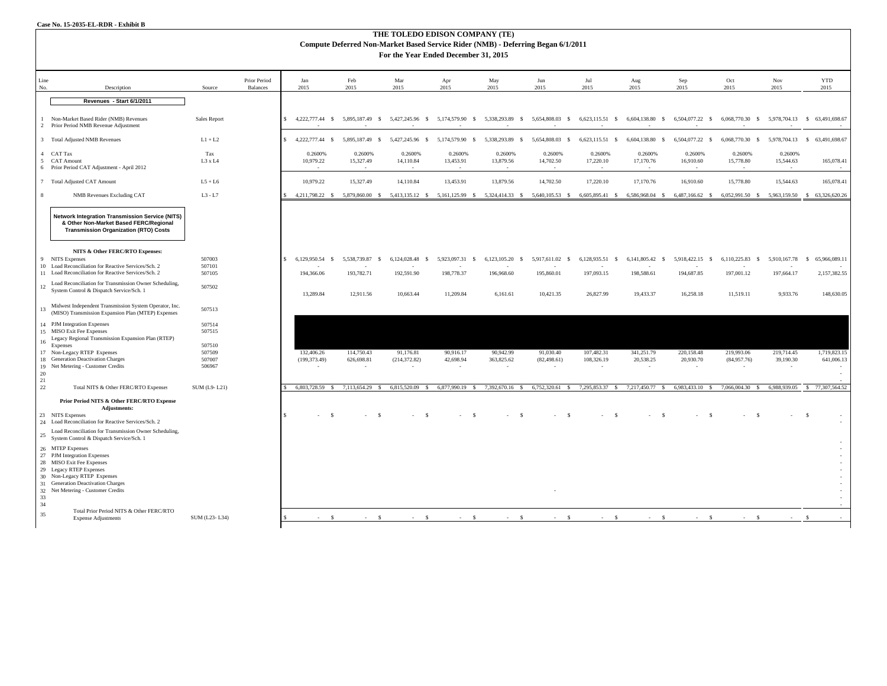Case No. 15-2035-EL-RDR - Exhibit B

# THE TOLEDO EDISON COMPANY (TE)
## Compute Deferred Non-Market Based Service Rider (NMB) - Deferring Began 6/1/2011
### For the Year Ended December 31, 2015

| Line No. | Description | Source | Prior Period Balances | Jan 2015 | Feb 2015 | Mar 2015 | Apr 2015 | May 2015 | Jun 2015 | Jul 2015 | Aug 2015 | Sep 2015 | Oct 2015 | Nov 2015 | YTD 2015 |
|---|---|---|---|---|---|---|---|---|---|---|---|---|---|---|---|
| | **Revenues - Start 6/1/2011** | | | | | | | | | | | | | | |
| 1 | Non-Market Based Rider (NMB) Revenues | Sales Report | | $ 4,222,777.44 | $ 5,895,187.49 | $ 5,427,245.96 | $ 5,174,579.90 | $ 5,338,293.89 | $ 5,654,808.03 | $ 6,623,115.51 | $ 6,604,138.80 | $ 6,504,077.22 | $ 6,068,770.30 | $ 5,978,704.13 | $ 63,491,698.67 |
| 2 | Prior Period NMB Revenue Adjustment | | | - | - | - | - | - | - | - | - | - | - | - | - |
| 3 | Total Adjusted NMB Revenues | L1 + L2 | | $ 4,222,777.44 | $ 5,895,187.49 | $ 5,427,245.96 | $ 5,174,579.90 | $ 5,338,293.89 | $ 5,654,808.03 | $ 6,623,115.51 | $ 6,604,138.80 | $ 6,504,077.22 | $ 6,068,770.30 | $ 5,978,704.13 | $ 63,491,698.67 |
| 4 | CAT Tax | Tax | | 0.2600% | 0.2600% | 0.2600% | 0.2600% | 0.2600% | 0.2600% | 0.2600% | 0.2600% | 0.2600% | 0.2600% | 0.2600% | |
| 5 | CAT Amount | L3 x L4 | | 10,979.22 | 15,327.49 | 14,110.84 | 13,453.91 | 13,879.56 | 14,702.50 | 17,220.10 | 17,170.76 | 16,910.60 | 15,778.80 | 15,544.63 | 165,078.41 |
| 6 | Prior Period CAT Adjustment - April 2012 | | | - | - | - | - | - | - | - | - | - | - | - | - |
| 7 | Total Adjusted CAT Amount | L5 + L6 | | 10,979.22 | 15,327.49 | 14,110.84 | 13,453.91 | 13,879.56 | 14,702.50 | 17,220.10 | 17,170.76 | 16,910.60 | 15,778.80 | 15,544.63 | 165,078.41 |
| 8 | NMB Revenues Excluding CAT | L3 - L7 | | $ 4,211,798.22 | $ 5,879,860.00 | $ 5,413,135.12 | $ 5,161,125.99 | $ 5,324,414.33 | $ 5,640,105.53 | $ 6,605,895.41 | $ 6,586,968.04 | $ 6,487,166.62 | $ 6,052,991.50 | $ 5,963,159.50 | $ 63,326,620.26 |
| | **Network Integration Transmission Service (NITS) & Other Non-Market Based FERC/Regional Transmission Organization (RTO) Costs** | | | | | | | | | | | | | | |
| | **NITS & Other FERC/RTO Expenses:** | | | | | | | | | | | | | | |
| 9 | NITS Expenses | 507003 | | $ 6,129,950.54 | $ 5,538,739.87 | $ 6,124,028.48 | $ 5,923,097.31 | $ 6,123,105.20 | $ 5,917,611.02 | $ 6,128,935.51 | $ 6,141,805.42 | $ 5,918,422.15 | $ 6,110,225.83 | $ 5,910,167.78 | $ 65,966,089.11 |
| 10 | Load Reconciliation for Reactive Services/Sch. 2 | 507101 | | - | - | - | - | - | - | - | - | - | - | - | - |
| 11 | Load Reconciliation for Reactive Services/Sch. 2 | 507105 | | 194,366.06 | 193,782.71 | 192,591.90 | 198,778.37 | 196,968.60 | 195,860.01 | 197,093.15 | 198,588.61 | 194,687.85 | 197,001.12 | 197,664.17 | 2,157,382.55 |
| 12 | Load Reconciliation for Transmission Owner Scheduling, System Control & Dispatch Service/Sch. 1 | 507502 | | 13,289.84 | 12,911.56 | 10,663.44 | 11,209.84 | 6,161.61 | 10,421.35 | 26,827.99 | 19,433.37 | 16,258.18 | 11,519.11 | 9,933.76 | 148,630.05 |
| 13 | Midwest Independent Transmission System Operator, Inc. (MISO) Transmission Expansion Plan (MTEP) Expenses | 507513 | | | | | | | | | | | | | |
| 14 | PJM Integration Expenses | 507514 | | | | | | | | | | | | | |
| 15 | MISO Exit Fee Expenses | 507515 | | | | | | | | | | | | | |
| 16 | Legacy Regional Transmission Expansion Plan (RTEP) Expenses | 507510 | | | | | | | | | | | | | |
| 17 | Non-Legacy RTEP Expenses | 507509 | | 132,406.26 | 114,750.43 | 91,176.81 | 90,916.17 | 90,942.99 | 91,030.40 | 107,482.31 | 341,251.79 | 220,158.48 | 219,993.06 | 219,714.45 | 1,719,823.15 |
| 18 | Generation Deactivation Charges | 507007 | | (199,373.49) | 626,698.81 | (214,372.82) | 42,698.94 | 363,825.62 | (82,498.61) | 108,326.19 | 20,538.25 | 20,930.70 | (84,957.76) | 39,190.30 | 641,006.13 |
| 19 | Net Metering - Customer Credits | 506967 | | - | - | - | - | - | - | - | - | - | - | - | - |
| 20 | | | | | | | | | | | | | | | - |
| 21 | | | | | | | | | | | | | | | - |
| 22 | Total NITS & Other FERC/RTO Expenses | SUM (L9- L21) | | $ 6,803,728.59 | $ 7,113,654.29 | $ 6,815,520.09 | $ 6,877,990.19 | $ 7,392,670.16 | $ 6,752,320.61 | $ 7,295,853.37 | $ 7,217,450.77 | $ 6,983,433.10 | $ 7,066,004.30 | $ 6,988,939.05 | $ 77,307,564.52 |
| | **Prior Period NITS & Other FERC/RTO Expense Adjustments:** | | | | | | | | | | | | | | |
| 23 | NITS Expenses | | | $ - | $ - | $ - | $ - | $ - | $ - | $ - | $ - | $ - | $ - | $ - | $ - |
| 24 | Load Reconciliation for Reactive Services/Sch. 2 | | | | | | | | | | | | | | - |
| 25 | Load Reconciliation for Transmission Owner Scheduling, System Control & Dispatch Service/Sch. 1 | | | | | | | | | | | | | | - |
| 26 | MTEP Expenses | | | | | | | | | | | | | | - |
| 27 | PJM Integration Expenses | | | | | | | | | | | | | | - |
| 28 | MISO Exit Fee Expenses | | | | | | | | | | | | | | - |
| 29 | Legacy RTEP Expenses | | | | | | | | | | | | | | - |
| 30 | Non-Legacy RTEP Expenses | | | | | | | | | | | | | | - |
| 31 | Generation Deactivation Charges | | | | | | | | | | | | | | - |
| 32 | Net Metering - Customer Credits | | | | | | | - | | | | | | | - |
| 33 | | | | | | | | | | | | | | | - |
| 34 | | | | | | | | | | | | | | | - |
| 35 | Total Prior Period NITS & Other FERC/RTO Expense Adjustments | SUM (L23- L34) | | $ - | $ - | $ - | $ - | $ - | $ - | $ - | $ - | $ - | $ - | $ - | $ - |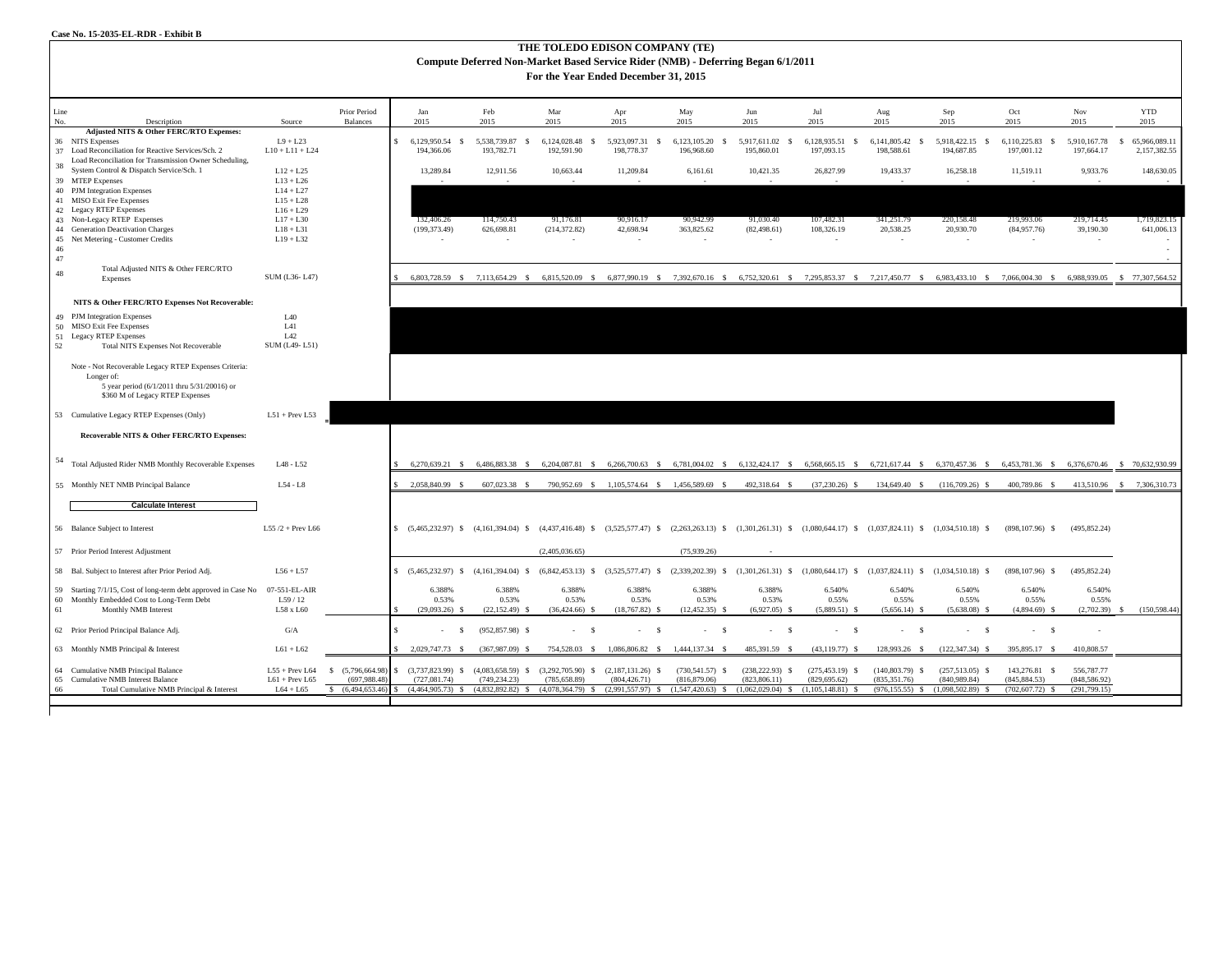Case No. 15-2035-EL-RDR - Exhibit B

# THE TOLEDO EDISON COMPANY (TE)

## Compute Deferred Non-Market Based Service Rider (NMB) - Deferring Began 6/1/2011

### For the Year Ended December 31, 2015

| Line No. | Description | Source | Prior Period Balances | Jan 2015 | Feb 2015 | Mar 2015 | Apr 2015 | May 2015 | Jun 2015 | Jul 2015 | Aug 2015 | Sep 2015 | Oct 2015 | Nov 2015 | YTD 2015 |
|---|---|---|---|---|---|---|---|---|---|---|---|---|---|---|---|
| | **Adjusted NITS & Other FERC/RTO Expenses:** | | | | | | | | | | | | | | |
| 36 | NITS Expenses | L9 + L23 | | $ 6,129,950.54 | $ 5,538,739.87 | $ 6,124,028.48 | $ 5,923,097.31 | $ 6,123,105.20 | $ 5,917,611.02 | $ 6,128,935.51 | $ 6,141,805.42 | $ 5,918,422.15 | $ 6,110,225.83 | $ 5,910,167.78 | $ 65,966,089.11 |
| 37 | Load Reconciliation for Reactive Services/Sch. 2 | L10 + L11 + L24 | | 194,366.06 | 193,782.71 | 192,591.90 | 198,778.37 | 196,968.60 | 195,860.01 | 197,093.15 | 198,588.61 | 194,687.85 | 197,001.12 | 197,664.17 | 2,157,382.55 |
| 38 | Load Reconciliation for Transmission Owner Scheduling, System Control & Dispatch Service/Sch. 1 | L12 + L25 | | 13,289.84 | 12,911.56 | 10,663.44 | 11,209.84 | 6,161.61 | 10,421.35 | 26,827.99 | 19,433.37 | 16,258.18 | 11,519.11 | 9,933.76 | 148,630.05 |
| 39 | MTEP Expenses | L13 + L26 | | - | - | - | - | - | - | - | - | - | - | - | - |
| 40 | PJM Integration Expenses | L14 + L27 | | | | | | | | | | | | | |
| 41 | MISO Exit Fee Expenses | L15 + L28 | | | | | | | | | | | | | |
| 42 | Legacy RTEP Expenses | L16 + L29 | | | | | | | | | | | | | |
| 43 | Non-Legacy RTEP Expenses | L17 + L30 | | 132,406.26 | 114,750.43 | 91,176.81 | 90,916.17 | 90,942.99 | 91,030.40 | 107,482.31 | 341,251.79 | 220,158.48 | 219,993.06 | 219,714.45 | 1,719,823.15 |
| 44 | Generation Deactivation Charges | L18 + L31 | | (199,373.49) | 626,698.81 | (214,372.82) | 42,698.94 | 363,825.62 | (82,498.61) | 108,326.19 | 20,538.25 | 20,930.70 | (84,957.76) | 39,190.30 | 641,006.13 |
| 45 | Net Metering - Customer Credits | L19 + L32 | | - | - | - | - | - | - | - | - | - | - | - | - |
| 46 | | | | | | | | | | | | | | | - |
| 47 | | | | | | | | | | | | | | | - |
| 48 | Total Adjusted NITS & Other FERC/RTO Expenses | SUM (L36- L47) | | $ 6,803,728.59 | $ 7,113,654.29 | $ 6,815,520.09 | $ 6,877,990.19 | $ 7,392,670.16 | $ 6,752,320.61 | $ 7,295,853.37 | $ 7,217,450.77 | $ 6,983,433.10 | $ 7,066,004.30 | $ 6,988,939.05 | $ 77,307,564.52 |
| | **NITS & Other FERC/RTO Expenses Not Recoverable:** | | | | | | | | | | | | | | |
| 49 | PJM Integration Expenses | L40 | | | | | | | | | | | | | |
| 50 | MISO Exit Fee Expenses | L41 | | | | | | | | | | | | | |
| 51 | Legacy RTEP Expenses | L42 | | | | | | | | | | | | | |
| 52 | Total NITS Expenses Not Recoverable | SUM (L49- L51) | | | | | | | | | | | | | |
| | Note - Not Recoverable Legacy RTEP Expenses Criteria: Longer of: 5 year period (6/1/2011 thru 5/31/20016) or $360 M of Legacy RTEP Expenses | | | | | | | | | | | | | | |
| 53 | Cumulative Legacy RTEP Expenses (Only) | L51 + Prev L53 | | | | | | | | | | | | | |
| | **Recoverable NITS & Other FERC/RTO Expenses:** | | | | | | | | | | | | | | |
| 54 | Total Adjusted Rider NMB Monthly Recoverable Expenses | L48 - L52 | | $ 6,270,639.21 | $ 6,486,883.38 | $ 6,204,087.81 | $ 6,266,700.63 | $ 6,781,004.02 | $ 6,132,424.17 | $ 6,568,665.15 | $ 6,721,617.44 | $ 6,370,457.36 | $ 6,453,781.36 | $ 6,376,670.46 | $ 70,632,930.99 |
| 55 | Monthly NET NMB Principal Balance | L54 - L8 | | $ 2,058,840.99 | $ 607,023.38 | $ 790,952.69 | $ 1,105,574.64 | $ 1,456,589.69 | $ 492,318.64 | $ (37,230.26) | $ 134,649.40 | $ (116,709.26) | $ 400,789.86 | $ 413,510.96 | $ 7,306,310.73 |
| | **Calculate Interest** | | | | | | | | | | | | | | |
| 56 | Balance Subject to Interest | L55 /2 + Prev L66 | | $ (5,465,232.97) | $ (4,161,394.04) | $ (4,437,416.48) | $ (3,525,577.47) | $ (2,263,263.13) | $ (1,301,261.31) | $ (1,080,644.17) | $ (1,037,824.11) | $ (1,034,510.18) | $ (898,107.96) | $ (495,852.24) | |
| 57 | Prior Period Interest Adjustment | | | | | (2,405,036.65) | | (75,939.26) | - | | | | | | |
| 58 | Bal. Subject to Interest after Prior Period Adj. | L56 + L57 | | $ (5,465,232.97) | $ (4,161,394.04) | $ (6,842,453.13) | $ (3,525,577.47) | $ (2,339,202.39) | $ (1,301,261.31) | $ (1,080,644.17) | $ (1,037,824.11) | $ (1,034,510.18) | $ (898,107.96) | $ (495,852.24) | |
| 59 | Starting 7/1/15, Cost of long-term debt approved in Case No 07-551-EL-AIR | 07-551-EL-AIR | | 6.388% | 6.388% | 6.388% | 6.388% | 6.388% | 6.388% | 6.540% | 6.540% | 6.540% | 6.540% | 6.540% | |
| 60 | Monthly Embedded Cost to Long-Term Debt | L59 / 12 | | 0.53% | 0.53% | 0.53% | 0.53% | 0.53% | 0.53% | 0.55% | 0.55% | 0.55% | 0.55% | 0.55% | |
| 61 | Monthly NMB Interest | L58 x L60 | | $ (29,093.26) | $ (22,152.49) | $ (36,424.66) | $ (18,767.82) | $ (12,452.35) | $ (6,927.05) | $ (5,889.51) | $ (5,656.14) | $ (5,638.08) | $ (4,894.69) | $ (2,702.39) | $ (150,598.44) |
| 62 | Prior Period Principal Balance Adj. | G/A | | $ - | $ (952,857.98) | $ - | $ - | $ - | $ - | $ - | $ - | $ - | $ - | $ - | |
| 63 | Monthly NMB Principal & Interest | L61 + L62 | | $ 2,029,747.73 | $ (367,987.09) | $ 754,528.03 | $ 1,086,806.82 | $ 1,444,137.34 | $ 485,391.59 | $ (43,119.77) | $ 128,993.26 | $ (122,347.34) | $ 395,895.17 | $ 410,808.57 | |
| 64 | Cumulative NMB Principal Balance | L55 + Prev L64 | $ (5,796,664.98) | $ (3,737,823.99) | $ (4,083,658.59) | $ (3,292,705.90) | $ (2,187,131.26) | $ (730,541.57) | $ (238,222.93) | $ (275,453.19) | $ (140,803.79) | $ (257,513.05) | $ 143,276.81 | $ 556,787.77 | |
| 65 | Cumulative NMB Interest Balance | L61 + Prev L65 | (697,988.48) | (727,081.74) | (749,234.23) | (785,658.89) | (804,426.71) | (816,879.06) | (823,806.11) | (829,695.62) | (835,351.76) | (840,989.84) | (845,884.53) | (848,586.92) | |
| 66 | Total Cumulative NMB Principal & Interest | L64 + L65 | $ (6,494,653.46) | $ (4,464,905.73) | $ (4,832,892.82) | $ (4,078,364.79) | $ (2,991,557.97) | $ (1,547,420.63) | $ (1,062,029.04) | $ (1,105,148.81) | $ (976,155.55) | $ (1,098,502.89) | $ (702,607.72) | $ (291,799.15) | |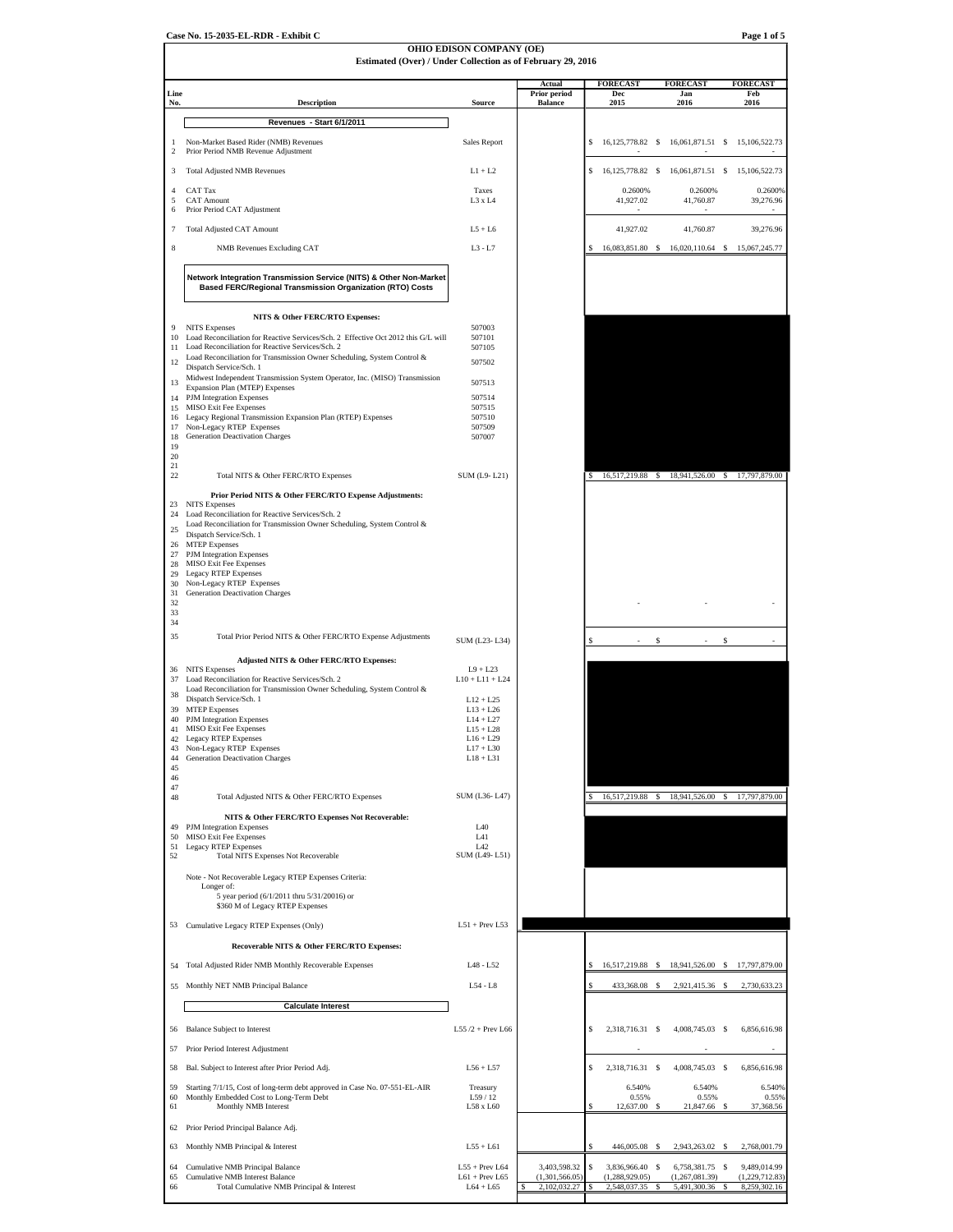Case No. 15-2035-EL-RDR - Exhibit C

## OHIO EDISON COMPANY (OE)
### Estimated (Over) / Under Collection as of February 29, 2016

| Line No. | Description | Source | Actual Prior period Balance | FORECAST Dec 2015 | FORECAST Jan 2016 | FORECAST Feb 2016 |
|---|---|---|---|---|---|---|
| | **Revenues - Start 6/1/2011** | | | | | |
| 1 | Non-Market Based Rider (NMB) Revenues | Sales Report | | $ 16,125,778.82 | $ 16,061,871.51 | $ 15,106,522.73 |
| 2 | Prior Period NMB Revenue Adjustment | | | - | - | - |
| 3 | Total Adjusted NMB Revenues | L1 + L2 | | $ 16,125,778.82 | $ 16,061,871.51 | $ 15,106,522.73 |
| 4 | CAT Tax | Taxes | | 0.2600% | 0.2600% | 0.2600% |
| 5 | CAT Amount | L3 x L4 | | 41,927.02 | 41,760.87 | 39,276.96 |
| 6 | Prior Period CAT Adjustment | | | - | - | - |
| 7 | Total Adjusted CAT Amount | L5 + L6 | | 41,927.02 | 41,760.87 | 39,276.96 |
| 8 | NMB Revenues Excluding CAT | L3 - L7 | | $ 16,083,851.80 | $ 16,020,110.64 | $ 15,067,245.77 |
| | **Network Integration Transmission Service (NITS) & Other Non-Market Based FERC/Regional Transmission Organization (RTO) Costs** | | | | | |
| | **NITS & Other FERC/RTO Expenses:** | | | | | |
| 9 | NITS Expenses | 507003 | | | | |
| 10 | Load Reconciliation for Reactive Services/Sch. 2 Effective Oct 2012 this G/L will | 507101 | | | | |
| 11 | Load Reconciliation for Reactive Services/Sch. 2 | 507105 | | | | |
| 12 | Load Reconciliation for Transmission Owner Scheduling, System Control & Dispatch Service/Sch. 1 | 507502 | | | | |
| 13 | Midwest Independent Transmission System Operator, Inc. (MISO) Transmission Expansion Plan (MTEP) Expenses | 507513 | | | | |
| 14 | PJM Integration Expenses | 507514 | | | | |
| 15 | MISO Exit Fee Expenses | 507515 | | | | |
| 16 | Legacy Regional Transmission Expansion Plan (RTEP) Expenses | 507510 | | | | |
| 17 | Non-Legacy RTEP Expenses | 507509 | | | | |
| 18 | Generation Deactivation Charges | 507007 | | | | |
| 19 | | | | | | |
| 20 | | | | | | |
| 21 | | | | | | |
| 22 | Total NITS & Other FERC/RTO Expenses | SUM (L9- L21) | | $ 16,517,219.88 | $ 18,941,526.00 | $ 17,797,879.00 |
| | **Prior Period NITS & Other FERC/RTO Expense Adjustments:** | | | | | |
| 23 | NITS Expenses | | | | | |
| 24 | Load Reconciliation for Reactive Services/Sch. 2 | | | | | |
| 25 | Load Reconciliation for Transmission Owner Scheduling, System Control & Dispatch Service/Sch. 1 | | | | | |
| 26 | MTEP Expenses | | | | | |
| 27 | PJM Integration Expenses | | | | | |
| 28 | MISO Exit Fee Expenses | | | | | |
| 29 | Legacy RTEP Expenses | | | | | |
| 30 | Non-Legacy RTEP Expenses | | | | | |
| 31 | Generation Deactivation Charges | | | | | |
| 32 | | | | - | - | - |
| 33 | | | | | | |
| 34 | | | | | | |
| 35 | Total Prior Period NITS & Other FERC/RTO Expense Adjustments | SUM (L23- L34) | | $ - | $ - | $ - |
| | **Adjusted NITS & Other FERC/RTO Expenses:** | | | | | |
| 36 | NITS Expenses | L9 + L23 | | | | |
| 37 | Load Reconciliation for Reactive Services/Sch. 2 | L10 + L11 + L24 | | | | |
| 38 | Load Reconciliation for Transmission Owner Scheduling, System Control & Dispatch Service/Sch. 1 | L12 + L25 | | | | |
| 39 | MTEP Expenses | L13 + L26 | | | | |
| 40 | PJM Integration Expenses | L14 + L27 | | | | |
| 41 | MISO Exit Fee Expenses | L15 + L28 | | | | |
| 42 | Legacy RTEP Expenses | L16 + L29 | | | | |
| 43 | Non-Legacy RTEP Expenses | L17 + L30 | | | | |
| 44 | Generation Deactivation Charges | L18 + L31 | | | | |
| 45 | | | | | | |
| 46 | | | | | | |
| 47 | | | | | | |
| 48 | Total Adjusted NITS & Other FERC/RTO Expenses | SUM (L36- L47) | | $ 16,517,219.88 | $ 18,941,526.00 | $ 17,797,879.00 |
| | **NITS & Other FERC/RTO Expenses Not Recoverable:** | | | | | |
| 49 | PJM Integration Expenses | L40 | | | | |
| 50 | MISO Exit Fee Expenses | L41 | | | | |
| 51 | Legacy RTEP Expenses | L42 | | | | |
| 52 | Total NITS Expenses Not Recoverable | SUM (L49- L51) | | | | |
| | Note - Not Recoverable Legacy RTEP Expenses Criteria: Longer of: 5 year period (6/1/2011 thru 5/31/20016) or $360 M of Legacy RTEP Expenses | | | | | |
| 53 | Cumulative Legacy RTEP Expenses (Only) | L51 + Prev L53 | | | | |
| | **Recoverable NITS & Other FERC/RTO Expenses:** | | | | | |
| 54 | Total Adjusted Rider NMB Monthly Recoverable Expenses | L48 - L52 | | $ 16,517,219.88 | $ 18,941,526.00 | $ 17,797,879.00 |
| 55 | Monthly NET NMB Principal Balance | L54 - L8 | | $ 433,368.08 | $ 2,921,415.36 | $ 2,730,633.23 |
| | **Calculate Interest** | | | | | |
| 56 | Balance Subject to Interest | L55 /2 + Prev L66 | | $ 2,318,716.31 | $ 4,008,745.03 | $ 6,856,616.98 |
| 57 | Prior Period Interest Adjustment | | | - | - | - |
| 58 | Bal. Subject to Interest after Prior Period Adj. | L56 + L57 | | $ 2,318,716.31 | $ 4,008,745.03 | $ 6,856,616.98 |
| 59 | Starting 7/1/15, Cost of long-term debt approved in Case No. 07-551-EL-AIR | Treasury | | 6.540% | 6.540% | 6.540% |
| 60 | Monthly Embedded Cost to Long-Term Debt | L59 / 12 | | 0.55% | 0.55% | 0.55% |
| 61 | Monthly NMB Interest | L58 x L60 | | $ 12,637.00 | $ 21,847.66 | $ 37,368.56 |
| 62 | Prior Period Principal Balance Adj. | | | | | |
| 63 | Monthly NMB Principal & Interest | L55 + L61 | | $ 446,005.08 | $ 2,943,263.02 | $ 2,768,001.79 |
| 64 | Cumulative NMB Principal Balance | L55 + Prev L64 | 3,403,598.32 | $ 3,836,966.40 | $ 6,758,381.75 | $ 9,489,014.99 |
| 65 | Cumulative NMB Interest Balance | L61 + Prev L65 | (1,301,566.05) | (1,288,929.05) | (1,267,081.39) | (1,229,712.83) |
| 66 | Total Cumulative NMB Principal & Interest | L64 + L65 | $ 2,102,032.27 | $ 2,548,037.35 | $ 5,491,300.36 | $ 8,259,302.16 |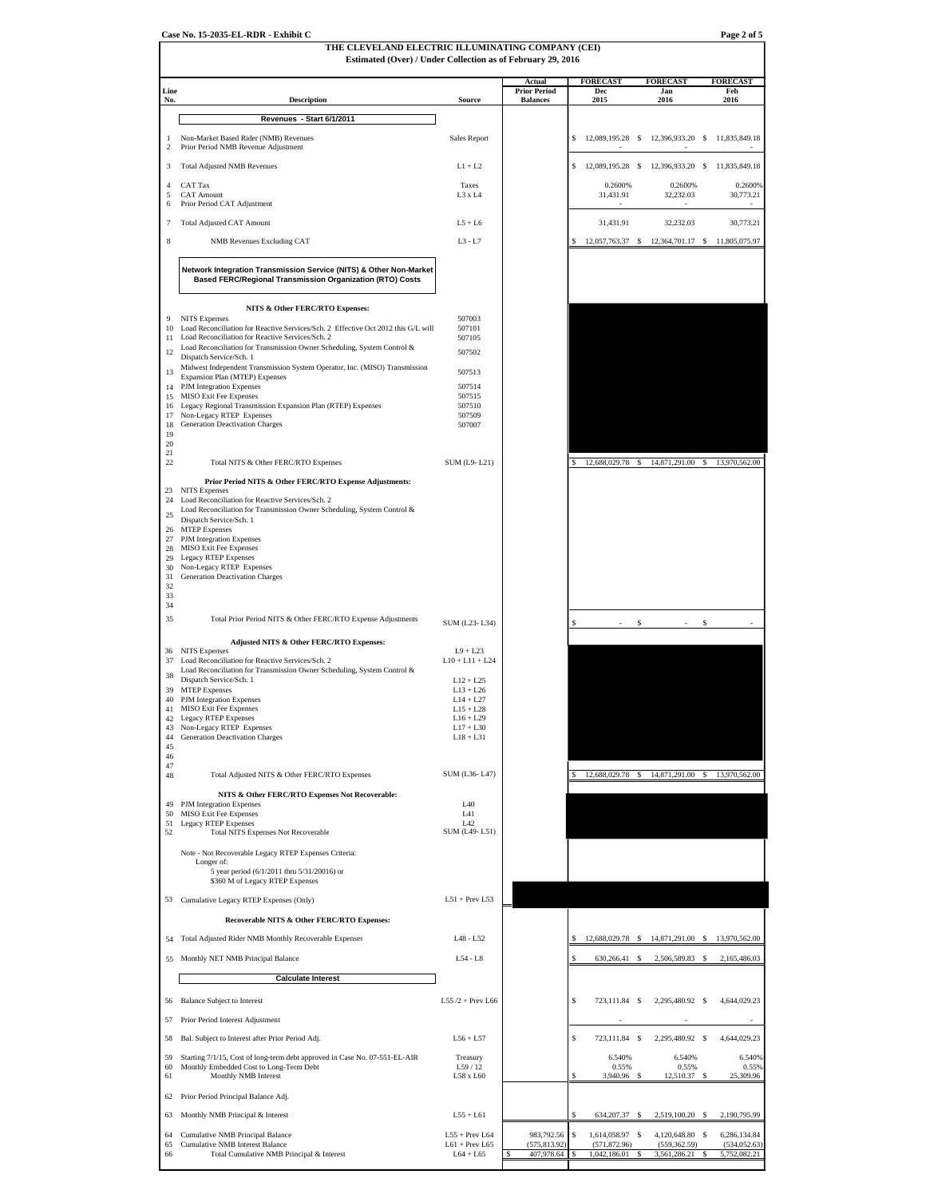Case No. 15-2035-EL-RDR - Exhibit C

Page 2 of 5

# THE CLEVELAND ELECTRIC ILLUMINATING COMPANY (CEI)
## Estimated (Over) / Under Collection as of February 29, 2016

| Line No. | Description | Source | Actual Prior Period Balances | FORECAST Dec 2015 | FORECAST Jan 2016 | FORECAST Feb 2016 |
|---|---|---|---|---|---|---|
| | **Revenues - Start 6/1/2011** | | | | | |
| 1 | Non-Market Based Rider (NMB) Revenues | Sales Report | | $ 12,089,195.28 | $ 12,396,933.20 | $ 11,835,849.18 |
| 2 | Prior Period NMB Revenue Adjustment | | | - | - | - |
| 3 | Total Adjusted NMB Revenues | L1 + L2 | | $ 12,089,195.28 | $ 12,396,933.20 | $ 11,835,849.18 |
| 4 | CAT Tax | Taxes | | 0.2600% | 0.2600% | 0.2600% |
| 5 | CAT Amount | L3 x L4 | | 31,431.91 | 32,232.03 | 30,773.21 |
| 6 | Prior Period CAT Adjustment | | | - | - | - |
| 7 | Total Adjusted CAT Amount | L5 + L6 | | 31,431.91 | 32,232.03 | 30,773.21 |
| 8 | NMB Revenues Excluding CAT | L3 - L7 | | $ 12,057,763.37 | $ 12,364,701.17 | $ 11,805,075.97 |
| | **Network Integration Transmission Service (NITS) & Other Non-Market Based FERC/Regional Transmission Organization (RTO) Costs** | | | | | |
| | **NITS & Other FERC/RTO Expenses:** | | | | | |
| 9 | NITS Expenses | 507003 | | | | |
| 10 | Load Reconciliation for Reactive Services/Sch. 2 Effective Oct 2012 this G/L will | 507101 | | | | |
| 11 | Load Reconciliation for Reactive Services/Sch. 2 | 507105 | | | | |
| 12 | Load Reconciliation for Transmission Owner Scheduling, System Control & Dispatch Service/Sch. 1 | 507502 | | | | |
| 13 | Midwest Independent Transmission System Operator, Inc. (MISO) Transmission Expansion Plan (MTEP) Expenses | 507513 | | | | |
| 14 | PJM Integration Expenses | 507514 | | | | |
| 15 | MISO Exit Fee Expenses | 507515 | | | | |
| 16 | Legacy Regional Transmission Expansion Plan (RTEP) Expenses | 507510 | | | | |
| 17 | Non-Legacy RTEP Expenses | 507509 | | | | |
| 18 | Generation Deactivation Charges | 507007 | | | | |
| 19 | | | | | | |
| 20 | | | | | | |
| 21 | | | | | | |
| 22 | Total NITS & Other FERC/RTO Expenses | SUM (L9- L21) | | $ 12,688,029.78 | $ 14,871,291.00 | $ 13,970,562.00 |
| | **Prior Period NITS & Other FERC/RTO Expense Adjustments:** | | | | | |
| 23 | NITS Expenses | | | | | |
| 24 | Load Reconciliation for Reactive Services/Sch. 2 | | | | | |
| 25 | Load Reconciliation for Transmission Owner Scheduling, System Control & Dispatch Service/Sch. 1 | | | | | |
| 26 | MTEP Expenses | | | | | |
| 27 | PJM Integration Expenses | | | | | |
| 28 | MISO Exit Fee Expenses | | | | | |
| 29 | Legacy RTEP Expenses | | | | | |
| 30 | Non-Legacy RTEP Expenses | | | | | |
| 31 | Generation Deactivation Charges | | | | | |
| 32 | | | | | | |
| 33 | | | | | | |
| 34 | | | | | | |
| 35 | Total Prior Period NITS & Other FERC/RTO Expense Adjustments | SUM (L23- L34) | | $ - | $ - | $ - |
| | **Adjusted NITS & Other FERC/RTO Expenses:** | | | | | |
| 36 | NITS Expenses | L9 + L23 | | | | |
| 37 | Load Reconciliation for Reactive Services/Sch. 2 | L10 + L11 + L24 | | | | |
| 38 | Load Reconciliation for Transmission Owner Scheduling, System Control & Dispatch Service/Sch. 1 | L12 + L25 | | | | |
| 39 | MTEP Expenses | L13 + L26 | | | | |
| 40 | PJM Integration Expenses | L14 + L27 | | | | |
| 41 | MISO Exit Fee Expenses | L15 + L28 | | | | |
| 42 | Legacy RTEP Expenses | L16 + L29 | | | | |
| 43 | Non-Legacy RTEP Expenses | L17 + L30 | | | | |
| 44 | Generation Deactivation Charges | L18 + L31 | | | | |
| 45 | | | | | | |
| 46 | | | | | | |
| 47 | | | | | | |
| 48 | Total Adjusted NITS & Other FERC/RTO Expenses | SUM (L36- L47) | | $ 12,688,029.78 | $ 14,871,291.00 | $ 13,970,562.00 |
| | **NITS & Other FERC/RTO Expenses Not Recoverable:** | | | | | |
| 49 | PJM Integration Expenses | L40 | | | | |
| 50 | MISO Exit Fee Expenses | L41 | | | | |
| 51 | Legacy RTEP Expenses | L42 | | | | |
| 52 | Total NITS Expenses Not Recoverable | SUM (L49- L51) | | | | |
| | Note - Not Recoverable Legacy RTEP Expenses Criteria: Longer of: 5 year period (6/1/2011 thru 5/31/20016) or $360 M of Legacy RTEP Expenses | | | | | |
| 53 | Cumulative Legacy RTEP Expenses (Only) | L51 + Prev L53 | | | | |
| | **Recoverable NITS & Other FERC/RTO Expenses:** | | | | | |
| 54 | Total Adjusted Rider NMB Monthly Recoverable Expenses | L48 - L52 | | $ 12,688,029.78 | $ 14,871,291.00 | $ 13,970,562.00 |
| 55 | Monthly NET NMB Principal Balance | L54 - L8 | | $ 630,266.41 | $ 2,506,589.83 | $ 2,165,486.03 |
| | **Calculate Interest** | | | | | |
| 56 | Balance Subject to Interest | L55 /2 + Prev L66 | | $ 723,111.84 | $ 2,295,480.92 | $ 4,644,029.23 |
| 57 | Prior Period Interest Adjustment | | | - | - | - |
| 58 | Bal. Subject to Interest after Prior Period Adj. | L56 + L57 | | $ 723,111.84 | $ 2,295,480.92 | $ 4,644,029.23 |
| 59 | Starting 7/1/15, Cost of long-term debt approved in Case No. 07-551-EL-AIR | Treasury | | 6.540% | 6.540% | 6.540% |
| 60 | Monthly Embedded Cost to Long-Term Debt | L59 / 12 | | 0.55% | 0.55% | 0.55% |
| 61 | Monthly NMB Interest | L58 x L60 | | $ 3,940.96 | $ 12,510.37 | $ 25,309.96 |
| 62 | Prior Period Principal Balance Adj. | | | | | |
| 63 | Monthly NMB Principal & Interest | L55 + L61 | | $ 634,207.37 | $ 2,519,100.20 | $ 2,190,795.99 |
| 64 | Cumulative NMB Principal Balance | L55 + Prev L64 | 983,792.56 | $ 1,614,058.97 | $ 4,120,648.80 | $ 6,286,134.84 |
| 65 | Cumulative NMB Interest Balance | L61 + Prev L65 | (575,813.92) | (571,872.96) | (559,362.59) | (534,052.63) |
| 66 | Total Cumulative NMB Principal & Interest | L64 + L65 | $ 407,978.64 | $ 1,042,186.01 | $ 3,561,286.21 | $ 5,752,082.21 |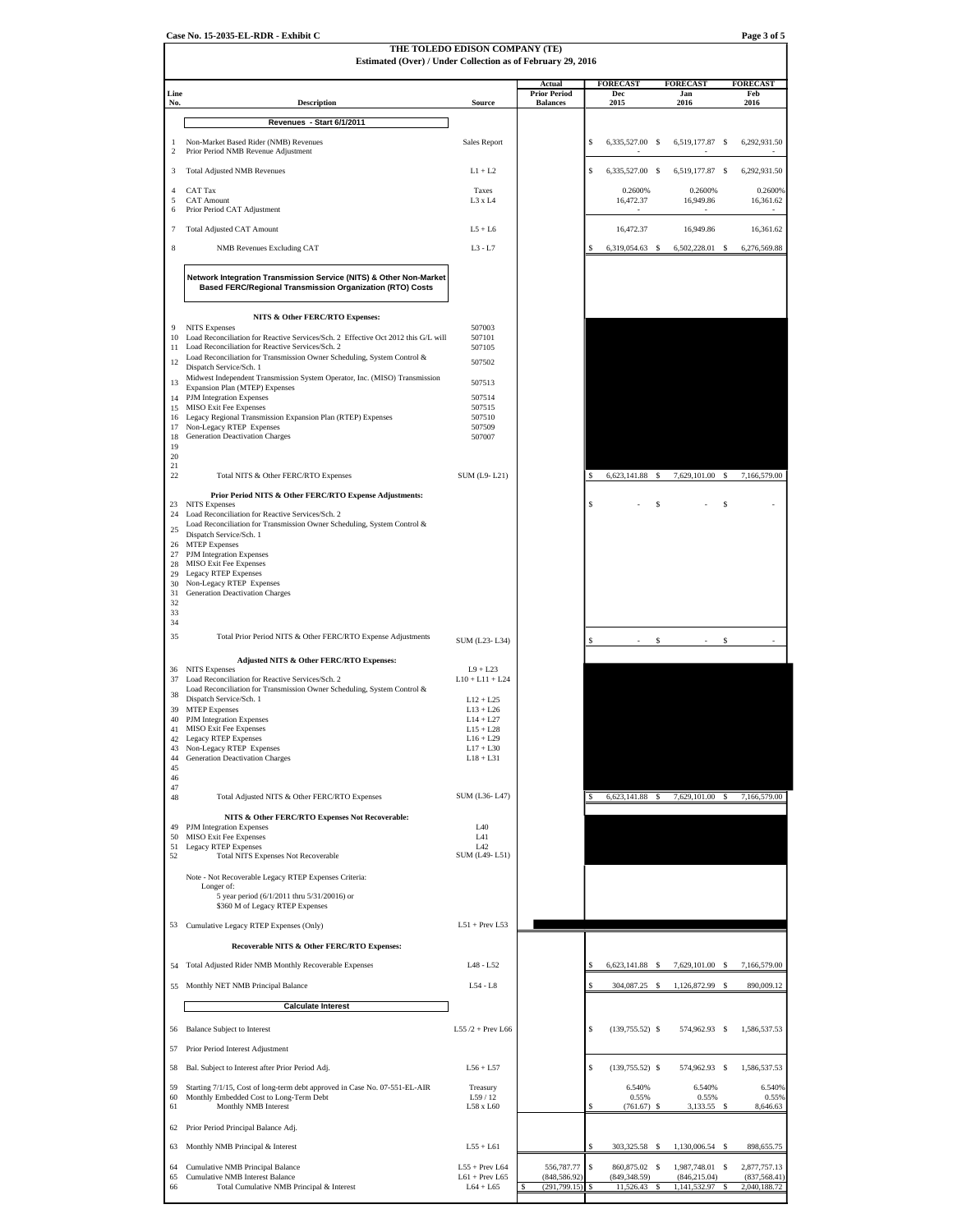**Case No. 15-2035-EL-RDR - Exhibit C**

## THE TOLEDO EDISON COMPANY (TE)

### Estimated (Over) / Under Collection as of February 29, 2016

| Line No. | Description | Source | Actual Prior Period Balances | FORECAST Dec 2015 | FORECAST Jan 2016 | FORECAST Feb 2016 |
|---|---|---|---|---|---|---|
| | **Revenues - Start 6/1/2011** | | | | | |
| 1 | Non-Market Based Rider (NMB) Revenues | Sales Report | | $ 6,335,527.00 | $ 6,519,177.87 | $ 6,292,931.50 |
| 2 | Prior Period NMB Revenue Adjustment | | | - | - | - |
| 3 | Total Adjusted NMB Revenues | L1 + L2 | | $ 6,335,527.00 | $ 6,519,177.87 | $ 6,292,931.50 |
| 4 | CAT Tax | Taxes | | 0.2600% | 0.2600% | 0.2600% |
| 5 | CAT Amount | L3 x L4 | | 16,472.37 | 16,949.86 | 16,361.62 |
| 6 | Prior Period CAT Adjustment | | | - | - | - |
| 7 | Total Adjusted CAT Amount | L5 + L6 | | 16,472.37 | 16,949.86 | 16,361.62 |
| 8 | NMB Revenues Excluding CAT | L3 - L7 | | $ 6,319,054.63 | $ 6,502,228.01 | $ 6,276,569.88 |
| | **Network Integration Transmission Service (NITS) & Other Non-Market Based FERC/Regional Transmission Organization (RTO) Costs** | | | | | |
| | **NITS & Other FERC/RTO Expenses:** | | | | | |
| 9 | NITS Expenses | 507003 | | | | |
| 10 | Load Reconciliation for Reactive Services/Sch. 2 Effective Oct 2012 this G/L will | 507101 | | | | |
| 11 | Load Reconciliation for Reactive Services/Sch. 2 | 507105 | | | | |
| 12 | Load Reconciliation for Transmission Owner Scheduling, System Control & Dispatch Service/Sch. 1 | 507502 | | | | |
| 13 | Midwest Independent Transmission System Operator, Inc. (MISO) Transmission Expansion Plan (MTEP) Expenses | 507513 | | | | |
| 14 | PJM Integration Expenses | 507514 | | | | |
| 15 | MISO Exit Fee Expenses | 507515 | | | | |
| 16 | Legacy Regional Transmission Expansion Plan (RTEP) Expenses | 507510 | | | | |
| 17 | Non-Legacy RTEP Expenses | 507509 | | | | |
| 18 | Generation Deactivation Charges | 507007 | | | | |
| 19 | | | | | | |
| 20 | | | | | | |
| 21 | | | | | | |
| 22 | Total NITS & Other FERC/RTO Expenses | SUM (L9- L21) | | $ 6,623,141.88 | $ 7,629,101.00 | $ 7,166,579.00 |
| | **Prior Period NITS & Other FERC/RTO Expense Adjustments:** | | | | | |
| 23 | NITS Expenses | | | $ - | $ - | $ - |
| 24 | Load Reconciliation for Reactive Services/Sch. 2 | | | | | |
| 25 | Load Reconciliation for Transmission Owner Scheduling, System Control & Dispatch Service/Sch. 1 | | | | | |
| 26 | MTEP Expenses | | | | | |
| 27 | PJM Integration Expenses | | | | | |
| 28 | MISO Exit Fee Expenses | | | | | |
| 29 | Legacy RTEP Expenses | | | | | |
| 30 | Non-Legacy RTEP Expenses | | | | | |
| 31 | Generation Deactivation Charges | | | | | |
| 32 | | | | | | |
| 33 | | | | | | |
| 34 | | | | | | |
| 35 | Total Prior Period NITS & Other FERC/RTO Expense Adjustments | SUM (L23- L34) | | $ - | $ - | $ - |
| | **Adjusted NITS & Other FERC/RTO Expenses:** | | | | | |
| 36 | NITS Expenses | L9 + L23 | | | | |
| 37 | Load Reconciliation for Reactive Services/Sch. 2 | L10 + L11 + L24 | | | | |
| 38 | Load Reconciliation for Transmission Owner Scheduling, System Control & Dispatch Service/Sch. 1 | L12 + L25 | | | | |
| 39 | MTEP Expenses | L13 + L26 | | | | |
| 40 | PJM Integration Expenses | L14 + L27 | | | | |
| 41 | MISO Exit Fee Expenses | L15 + L28 | | | | |
| 42 | Legacy RTEP Expenses | L16 + L29 | | | | |
| 43 | Non-Legacy RTEP Expenses | L17 + L30 | | | | |
| 44 | Generation Deactivation Charges | L18 + L31 | | | | |
| 45 | | | | | | |
| 46 | | | | | | |
| 47 | | | | | | |
| 48 | Total Adjusted NITS & Other FERC/RTO Expenses | SUM (L36- L47) | | $ 6,623,141.88 | $ 7,629,101.00 | $ 7,166,579.00 |
| | **NITS & Other FERC/RTO Expenses Not Recoverable:** | | | | | |
| 49 | PJM Integration Expenses | L40 | | | | |
| 50 | MISO Exit Fee Expenses | L41 | | | | |
| 51 | Legacy RTEP Expenses | L42 | | | | |
| 52 | Total NITS Expenses Not Recoverable | SUM (L49- L51) | | | | |
| | Note - Not Recoverable Legacy RTEP Expenses Criteria: Longer of: 5 year period (6/1/2011 thru 5/31/20016) or $360 M of Legacy RTEP Expenses | | | | | |
| 53 | Cumulative Legacy RTEP Expenses (Only) | L51 + Prev L53 | | | | |
| | **Recoverable NITS & Other FERC/RTO Expenses:** | | | | | |
| 54 | Total Adjusted Rider NMB Monthly Recoverable Expenses | L48 - L52 | | $ 6,623,141.88 | $ 7,629,101.00 | $ 7,166,579.00 |
| 55 | Monthly NET NMB Principal Balance | L54 - L8 | | $ 304,087.25 | $ 1,126,872.99 | $ 890,009.12 |
| | **Calculate Interest** | | | | | |
| 56 | Balance Subject to Interest | L55 /2 + Prev L66 | | $ (139,755.52) | $ 574,962.93 | $ 1,586,537.53 |
| 57 | Prior Period Interest Adjustment | | | | | |
| 58 | Bal. Subject to Interest after Prior Period Adj. | L56 + L57 | | $ (139,755.52) | $ 574,962.93 | $ 1,586,537.53 |
| 59 | Starting 7/1/15, Cost of long-term debt approved in Case No. 07-551-EL-AIR | Treasury | | 6.540% | 6.540% | 6.540% |
| 60 | Monthly Embedded Cost to Long-Term Debt | L59 / 12 | | 0.55% | 0.55% | 0.55% |
| 61 | Monthly NMB Interest | L58 x L60 | | $ (761.67) | $ 3,133.55 | $ 8,646.63 |
| 62 | Prior Period Principal Balance Adj. | | | | | |
| 63 | Monthly NMB Principal & Interest | L55 + L61 | | $ 303,325.58 | $ 1,130,006.54 | $ 898,655.75 |
| 64 | Cumulative NMB Principal Balance | L55 + Prev L64 | 556,787.77 | $ 860,875.02 | $ 1,987,748.01 | $ 2,877,757.13 |
| 65 | Cumulative NMB Interest Balance | L61 + Prev L65 | (848,586.92) | (849,348.59) | (846,215.04) | (837,568.41) |
| 66 | Total Cumulative NMB Principal & Interest | L64 + L65 | $ (291,799.15) | $ 11,526.43 | $ 1,141,532.97 | $ 2,040,188.72 |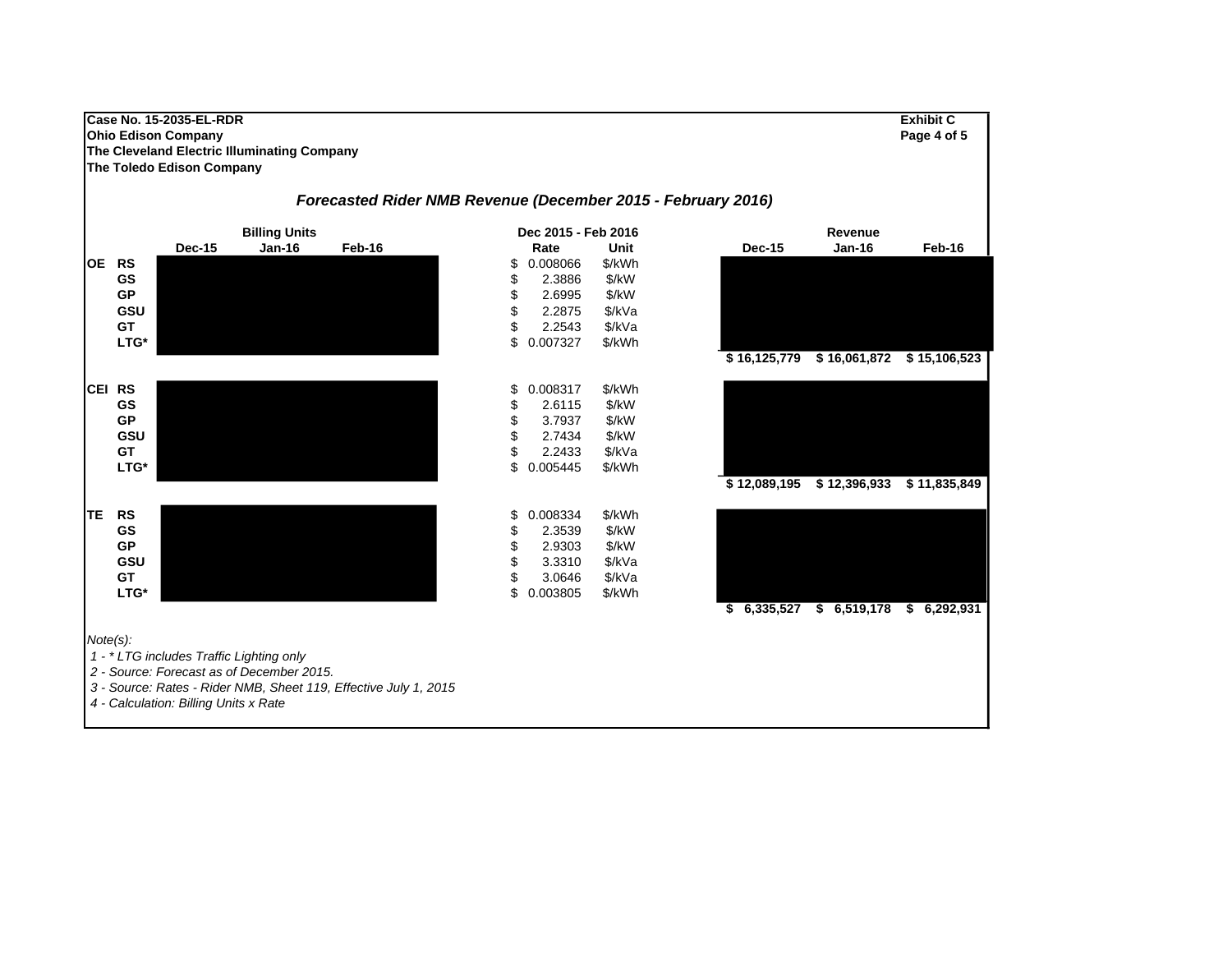**Case No. 15-2035-EL-RDR**
**Ohio Edison Company**
**The Cleveland Electric Illuminating Company**
**The Toledo Edison Company**

**Exhibit C**
**Page 4 of 5**

## *Forecasted Rider NMB Revenue (December 2015 - February 2016)*

| | | Billing Units | | | Dec 2015 - Feb 2016 | | Revenue | | |
|---|---|---|---|---|---|---|---|---|---|
| | | Dec-15 | Jan-16 | Feb-16 | Rate | Unit | Dec-15 | Jan-16 | Feb-16 |
| **OE** | **RS** | | | | $ 0.008066 | $/kWh | | | |
| | **GS** | | | | $ 2.3886 | $/kW | | | |
| | **GP** | | | | $ 2.6995 | $/kW | | | |
| | **GSU** | | | | $ 2.2875 | $/kVa | | | |
| | **GT** | | | | $ 2.2543 | $/kVa | | | |
| | **LTG*** | | | | $ 0.007327 | $/kWh | | | |
| | | | | | | | **$ 16,125,779** | **$ 16,061,872** | **$ 15,106,523** |
| **CEI** | **RS** | | | | $ 0.008317 | $/kWh | | | |
| | **GS** | | | | $ 2.6115 | $/kW | | | |
| | **GP** | | | | $ 3.7937 | $/kW | | | |
| | **GSU** | | | | $ 2.7434 | $/kW | | | |
| | **GT** | | | | $ 2.2433 | $/kVa | | | |
| | **LTG*** | | | | $ 0.005445 | $/kWh | | | |
| | | | | | | | **$ 12,089,195** | **$ 12,396,933** | **$ 11,835,849** |
| **TE** | **RS** | | | | $ 0.008334 | $/kWh | | | |
| | **GS** | | | | $ 2.3539 | $/kW | | | |
| | **GP** | | | | $ 2.9303 | $/kW | | | |
| | **GSU** | | | | $ 3.3310 | $/kVa | | | |
| | **GT** | | | | $ 3.0646 | $/kVa | | | |
| | **LTG*** | | | | $ 0.003805 | $/kWh | | | |
| | | | | | | | **$ 6,335,527** | **$ 6,519,178** | **$ 6,292,931** |

*Note(s):*

*1 - * LTG includes Traffic Lighting only*

*2 - Source: Forecast as of December 2015.*

*3 - Source: Rates - Rider NMB, Sheet 119, Effective July 1, 2015*

*4 - Calculation: Billing Units x Rate*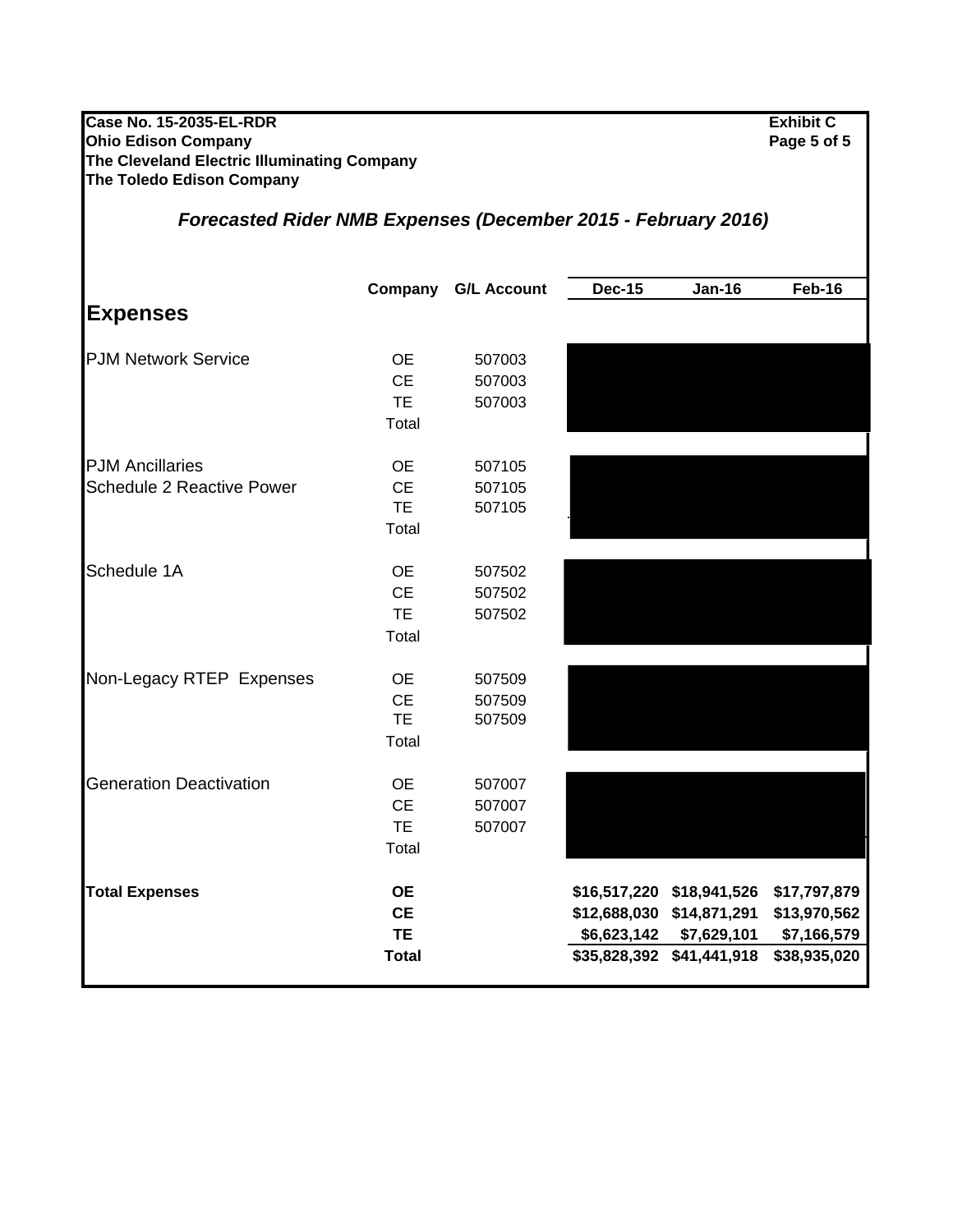**Case No. 15-2035-EL-RDR**
**Ohio Edison Company**
**The Cleveland Electric Illuminating Company**
**The Toledo Edison Company**

**Exhibit C**
**Page 5 of 5**

## *Forecasted Rider NMB Expenses (December 2015 - February 2016)*

| | Company | G/L Account | Dec-15 | Jan-16 | Feb-16 |
|---|---|---|---|---|---|
| **Expenses** | | | | | |
| PJM Network Service | OE | 507003 | | | |
| | CE | 507003 | | | |
| | TE | 507003 | | | |
| | Total | | | | |
| PJM Ancillaries | OE | 507105 | | | |
| Schedule 2 Reactive Power | CE | 507105 | | | |
| | TE | 507105 | | | |
| | Total | | | | |
| Schedule 1A | OE | 507502 | | | |
| | CE | 507502 | | | |
| | TE | 507502 | | | |
| | Total | | | | |
| Non-Legacy RTEP Expenses | OE | 507509 | | | |
| | CE | 507509 | | | |
| | TE | 507509 | | | |
| | Total | | | | |
| Generation Deactivation | OE | 507007 | | | |
| | CE | 507007 | | | |
| | TE | 507007 | | | |
| | Total | | | | |
| **Total Expenses** | **OE** | | **$16,517,220** | **$18,941,526** | **$17,797,879** |
| | **CE** | | **$12,688,030** | **$14,871,291** | **$13,970,562** |
| | **TE** | | **$6,623,142** | **$7,629,101** | **$7,166,579** |
| | **Total** | | **$35,828,392** | **$41,441,918** | **$38,935,020** |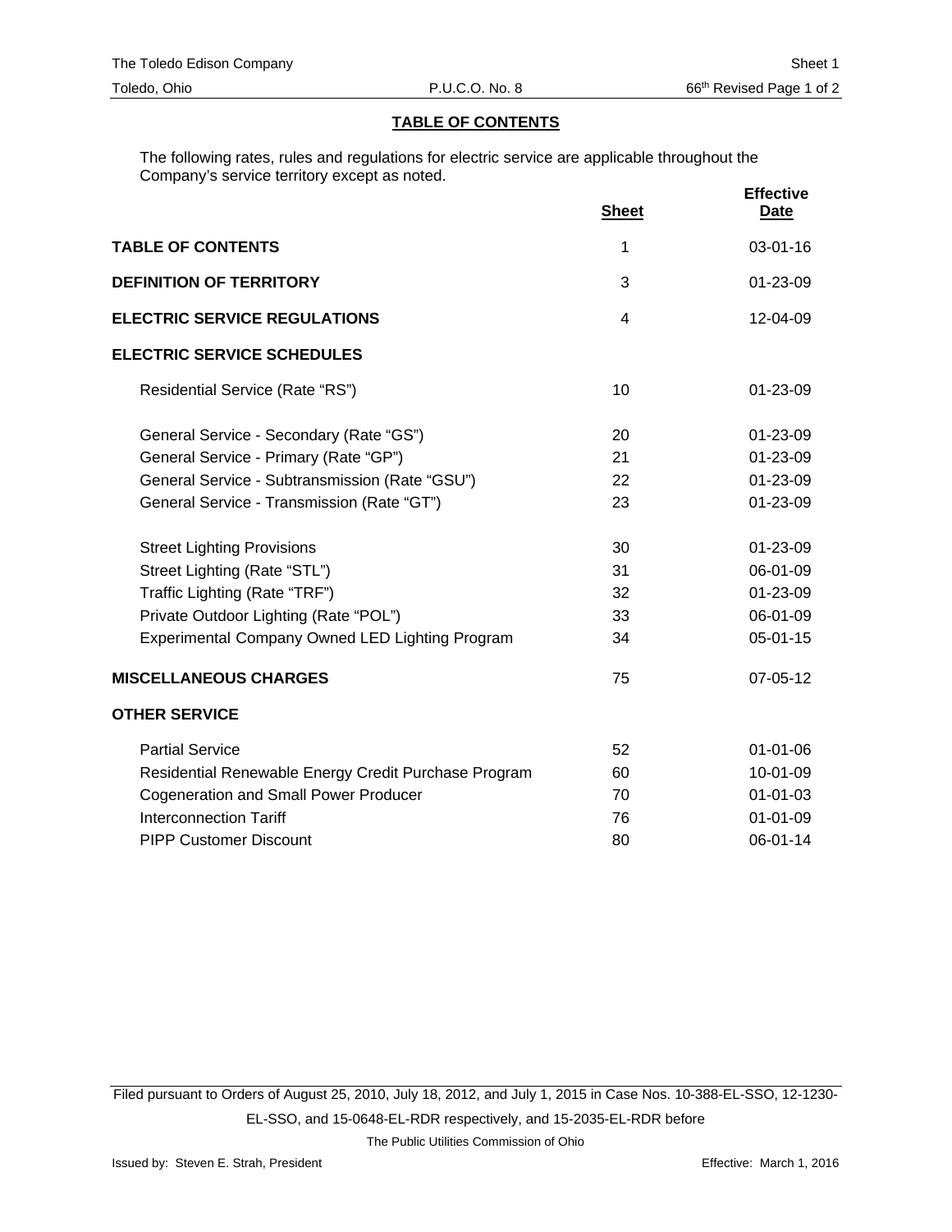The Toledo Edison Company | Sheet 1
Toledo, Ohio | P.U.C.O. No. 8 | 66th Revised Page 1 of 2

## TABLE OF CONTENTS

The following rates, rules and regulations for electric service are applicable throughout the Company's service territory except as noted.

| | Sheet | Effective Date |
|---|---|---|
| **TABLE OF CONTENTS** | 1 | 03-01-16 |
| **DEFINITION OF TERRITORY** | 3 | 01-23-09 |
| **ELECTRIC SERVICE REGULATIONS** | 4 | 12-04-09 |
| **ELECTRIC SERVICE SCHEDULES** | | |
| Residential Service (Rate "RS") | 10 | 01-23-09 |
| General Service - Secondary (Rate "GS") | 20 | 01-23-09 |
| General Service - Primary (Rate "GP") | 21 | 01-23-09 |
| General Service - Subtransmission (Rate "GSU") | 22 | 01-23-09 |
| General Service - Transmission (Rate "GT") | 23 | 01-23-09 |
| Street Lighting Provisions | 30 | 01-23-09 |
| Street Lighting (Rate "STL") | 31 | 06-01-09 |
| Traffic Lighting (Rate "TRF") | 32 | 01-23-09 |
| Private Outdoor Lighting (Rate "POL") | 33 | 06-01-09 |
| Experimental Company Owned LED Lighting Program | 34 | 05-01-15 |
| **MISCELLANEOUS CHARGES** | 75 | 07-05-12 |
| **OTHER SERVICE** | | |
| Partial Service | 52 | 01-01-06 |
| Residential Renewable Energy Credit Purchase Program | 60 | 10-01-09 |
| Cogeneration and Small Power Producer | 70 | 01-01-03 |
| Interconnection Tariff | 76 | 01-01-09 |
| PIPP Customer Discount | 80 | 06-01-14 |

Filed pursuant to Orders of August 25, 2010, July 18, 2012, and July 1, 2015 in Case Nos. 10-388-EL-SSO, 12-1230-EL-SSO, and 15-0648-EL-RDR respectively, and 15-2035-EL-RDR before

The Public Utilities Commission of Ohio

Issued by: Steven E. Strah, President | Effective: March 1, 2016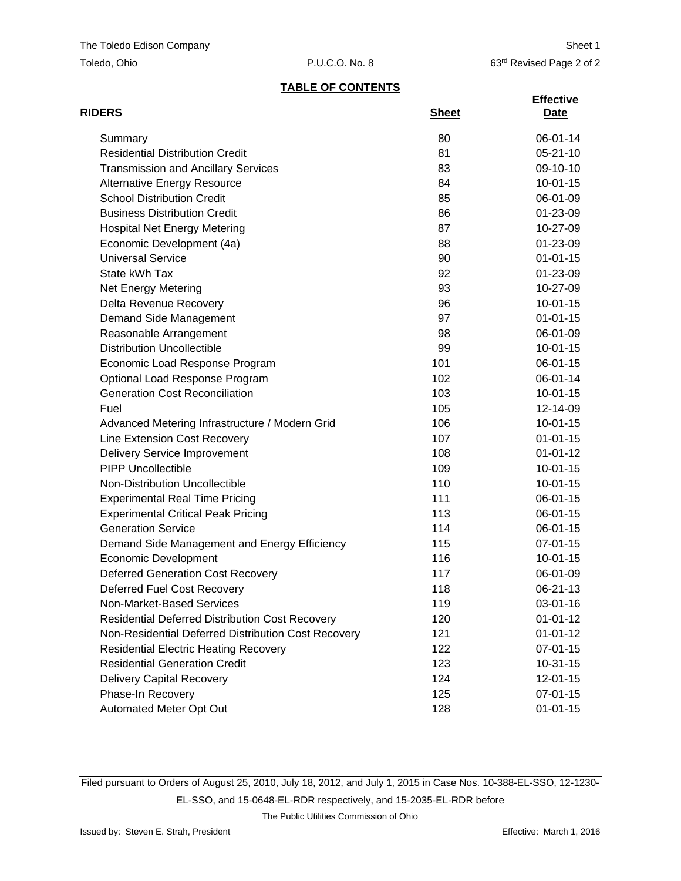The Toledo Edison Company — Sheet 1

Toledo, Ohio — P.U.C.O. No. 8 — 63rd Revised Page 2 of 2

## TABLE OF CONTENTS

| RIDERS | Sheet | Effective Date |
|---|---|---|
| Summary | 80 | 06-01-14 |
| Residential Distribution Credit | 81 | 05-21-10 |
| Transmission and Ancillary Services | 83 | 09-10-10 |
| Alternative Energy Resource | 84 | 10-01-15 |
| School Distribution Credit | 85 | 06-01-09 |
| Business Distribution Credit | 86 | 01-23-09 |
| Hospital Net Energy Metering | 87 | 10-27-09 |
| Economic Development (4a) | 88 | 01-23-09 |
| Universal Service | 90 | 01-01-15 |
| State kWh Tax | 92 | 01-23-09 |
| Net Energy Metering | 93 | 10-27-09 |
| Delta Revenue Recovery | 96 | 10-01-15 |
| Demand Side Management | 97 | 01-01-15 |
| Reasonable Arrangement | 98 | 06-01-09 |
| Distribution Uncollectible | 99 | 10-01-15 |
| Economic Load Response Program | 101 | 06-01-15 |
| Optional Load Response Program | 102 | 06-01-14 |
| Generation Cost Reconciliation | 103 | 10-01-15 |
| Fuel | 105 | 12-14-09 |
| Advanced Metering Infrastructure / Modern Grid | 106 | 10-01-15 |
| Line Extension Cost Recovery | 107 | 01-01-15 |
| Delivery Service Improvement | 108 | 01-01-12 |
| PIPP Uncollectible | 109 | 10-01-15 |
| Non-Distribution Uncollectible | 110 | 10-01-15 |
| Experimental Real Time Pricing | 111 | 06-01-15 |
| Experimental Critical Peak Pricing | 113 | 06-01-15 |
| Generation Service | 114 | 06-01-15 |
| Demand Side Management and Energy Efficiency | 115 | 07-01-15 |
| Economic Development | 116 | 10-01-15 |
| Deferred Generation Cost Recovery | 117 | 06-01-09 |
| Deferred Fuel Cost Recovery | 118 | 06-21-13 |
| Non-Market-Based Services | 119 | 03-01-16 |
| Residential Deferred Distribution Cost Recovery | 120 | 01-01-12 |
| Non-Residential Deferred Distribution Cost Recovery | 121 | 01-01-12 |
| Residential Electric Heating Recovery | 122 | 07-01-15 |
| Residential Generation Credit | 123 | 10-31-15 |
| Delivery Capital Recovery | 124 | 12-01-15 |
| Phase-In Recovery | 125 | 07-01-15 |
| Automated Meter Opt Out | 128 | 01-01-15 |

Filed pursuant to Orders of August 25, 2010, July 18, 2012, and July 1, 2015 in Case Nos. 10-388-EL-SSO, 12-1230-EL-SSO, and 15-0648-EL-RDR respectively, and 15-2035-EL-RDR before

The Public Utilities Commission of Ohio

Issued by: Steven E. Strah, President — Effective: March 1, 2016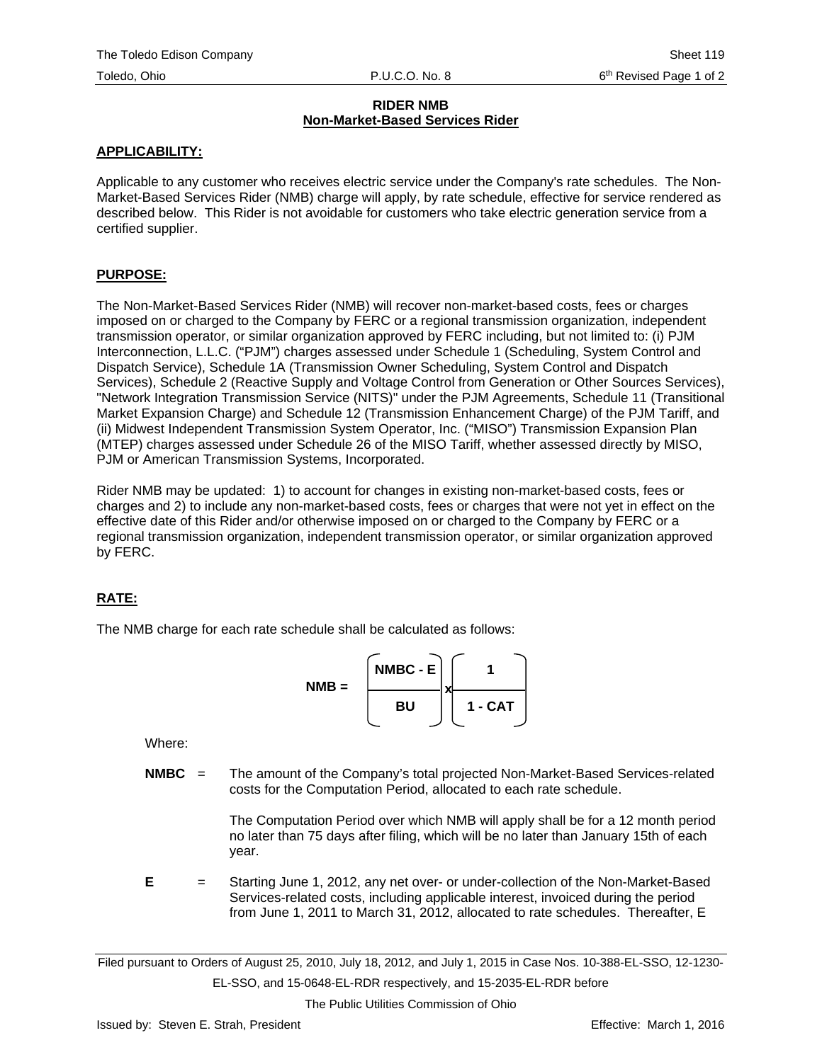## RIDER NMB
### Non-Market-Based Services Rider

**APPLICABILITY:**

Applicable to any customer who receives electric service under the Company's rate schedules. The Non-Market-Based Services Rider (NMB) charge will apply, by rate schedule, effective for service rendered as described below. This Rider is not avoidable for customers who take electric generation service from a certified supplier.

**PURPOSE:**

The Non-Market-Based Services Rider (NMB) will recover non-market-based costs, fees or charges imposed on or charged to the Company by FERC or a regional transmission organization, independent transmission operator, or similar organization approved by FERC including, but not limited to: (i) PJM Interconnection, L.L.C. ("PJM") charges assessed under Schedule 1 (Scheduling, System Control and Dispatch Service), Schedule 1A (Transmission Owner Scheduling, System Control and Dispatch Services), Schedule 2 (Reactive Supply and Voltage Control from Generation or Other Sources Services), "Network Integration Transmission Service (NITS)" under the PJM Agreements, Schedule 11 (Transitional Market Expansion Charge) and Schedule 12 (Transmission Enhancement Charge) of the PJM Tariff, and (ii) Midwest Independent Transmission System Operator, Inc. ("MISO") Transmission Expansion Plan (MTEP) charges assessed under Schedule 26 of the MISO Tariff, whether assessed directly by MISO, PJM or American Transmission Systems, Incorporated.

Rider NMB may be updated: 1) to account for changes in existing non-market-based costs, fees or charges and 2) to include any non-market-based costs, fees or charges that were not yet in effect on the effective date of this Rider and/or otherwise imposed on or charged to the Company by FERC or a regional transmission organization, independent transmission operator, or similar organization approved by FERC.

**RATE:**

The NMB charge for each rate schedule shall be calculated as follows:

$$\textbf{NMB} = \left(\frac{\textbf{NMBC - E}}{\textbf{BU}}\right) \times \left(\frac{\textbf{1}}{\textbf{1 - CAT}}\right)$$

Where:

**NMBC** = The amount of the Company's total projected Non-Market-Based Services-related costs for the Computation Period, allocated to each rate schedule.

The Computation Period over which NMB will apply shall be for a 12 month period no later than 75 days after filing, which will be no later than January 15th of each year.

**E** = Starting June 1, 2012, any net over- or under-collection of the Non-Market-Based Services-related costs, including applicable interest, invoiced during the period from June 1, 2011 to March 31, 2012, allocated to rate schedules. Thereafter, E

Filed pursuant to Orders of August 25, 2010, July 18, 2012, and July 1, 2015 in Case Nos. 10-388-EL-SSO, 12-1230-EL-SSO, and 15-0648-EL-RDR respectively, and 15-2035-EL-RDR before The Public Utilities Commission of Ohio

Issued by: Steven E. Strah, President Effective: March 1, 2016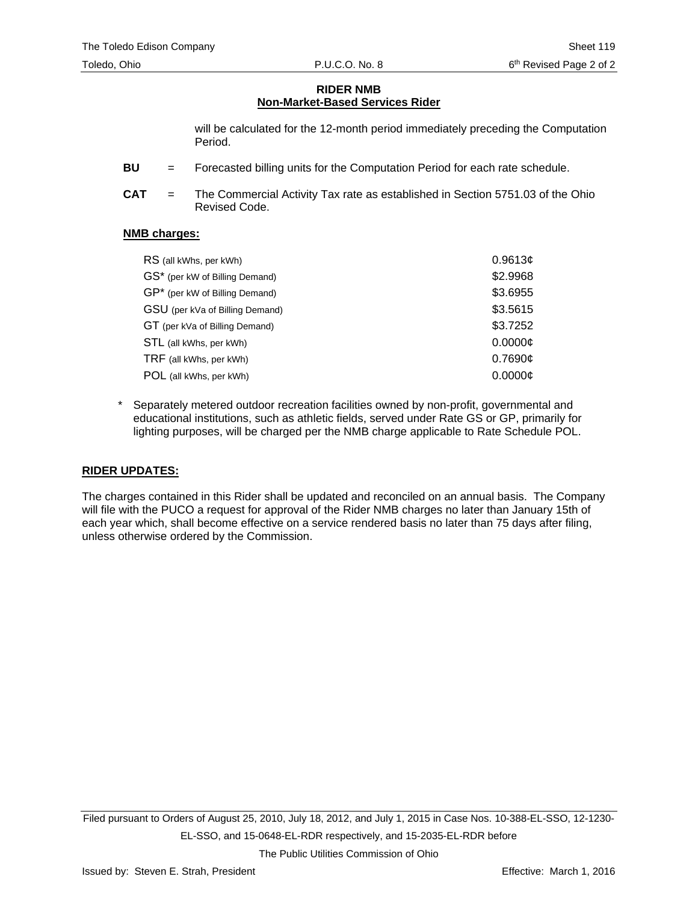## RIDER NMB
## Non-Market-Based Services Rider

will be calculated for the 12-month period immediately preceding the Computation Period.

**BU** = Forecasted billing units for the Computation Period for each rate schedule.

**CAT** = The Commercial Activity Tax rate as established in Section 5751.03 of the Ohio Revised Code.

**NMB charges:**

| Rate Schedule | Charge |
|---|---|
| RS (all kWhs, per kWh) | 0.9613¢ |
| GS* (per kW of Billing Demand) | $2.9968 |
| GP* (per kW of Billing Demand) | $3.6955 |
| GSU (per kVa of Billing Demand) | $3.5615 |
| GT (per kVa of Billing Demand) | $3.7252 |
| STL (all kWhs, per kWh) | 0.0000¢ |
| TRF (all kWhs, per kWh) | 0.7690¢ |
| POL (all kWhs, per kWh) | 0.0000¢ |

\* Separately metered outdoor recreation facilities owned by non-profit, governmental and educational institutions, such as athletic fields, served under Rate GS or GP, primarily for lighting purposes, will be charged per the NMB charge applicable to Rate Schedule POL.

**RIDER UPDATES:**

The charges contained in this Rider shall be updated and reconciled on an annual basis. The Company will file with the PUCO a request for approval of the Rider NMB charges no later than January 15th of each year which, shall become effective on a service rendered basis no later than 75 days after filing, unless otherwise ordered by the Commission.

Filed pursuant to Orders of August 25, 2010, July 18, 2012, and July 1, 2015 in Case Nos. 10-388-EL-SSO, 12-1230-EL-SSO, and 15-0648-EL-RDR respectively, and 15-2035-EL-RDR before The Public Utilities Commission of Ohio

Issued by: Steven E. Strah, President

Effective: March 1, 2016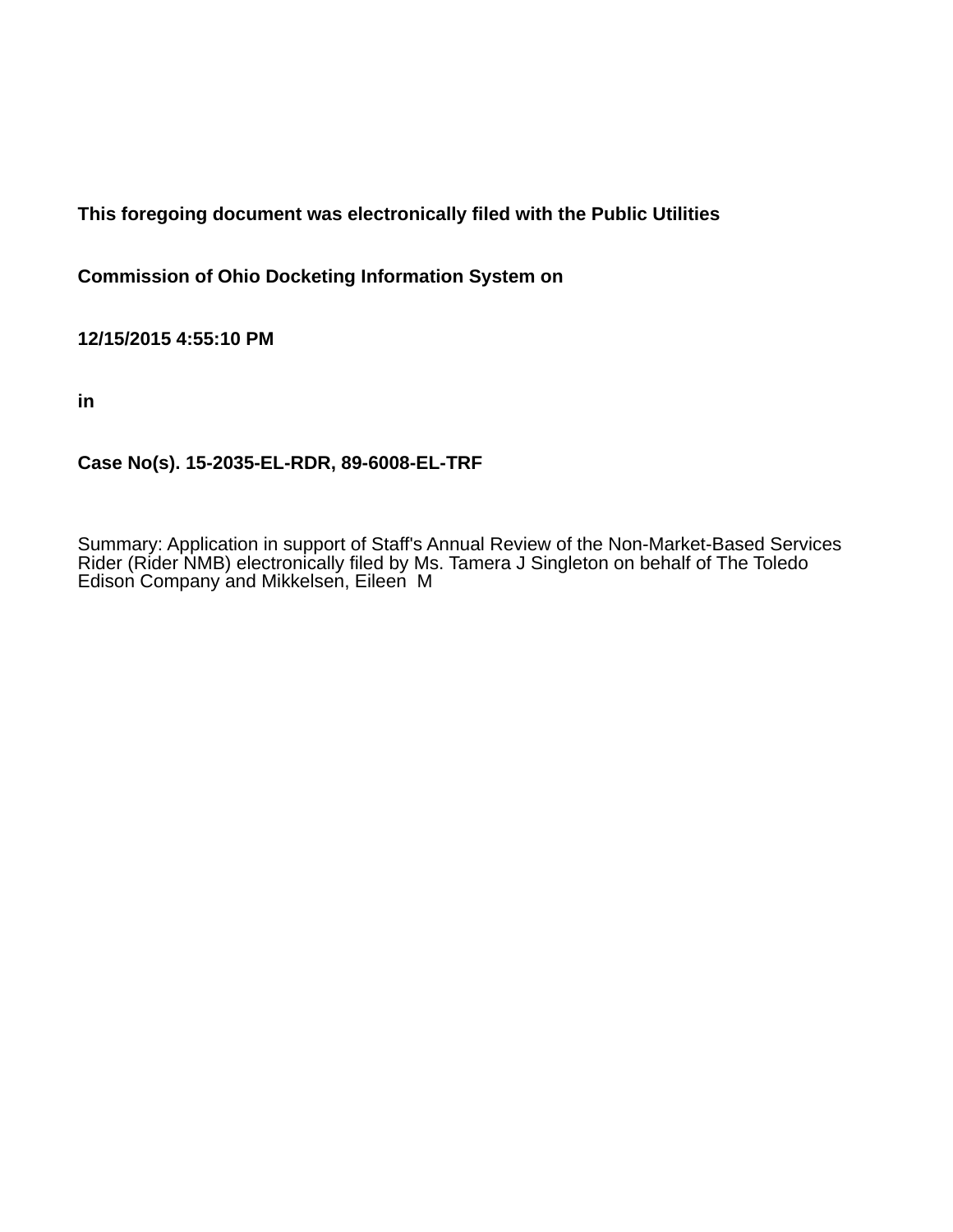**This foregoing document was electronically filed with the Public Utilities**

**Commission of Ohio Docketing Information System on**

**12/15/2015 4:55:10 PM**

**in**

**Case No(s). 15-2035-EL-RDR, 89-6008-EL-TRF**

Summary: Application in support of Staff's Annual Review of the Non-Market-Based Services Rider (Rider NMB) electronically filed by Ms. Tamera J Singleton on behalf of The Toledo Edison Company and Mikkelsen, Eileen M